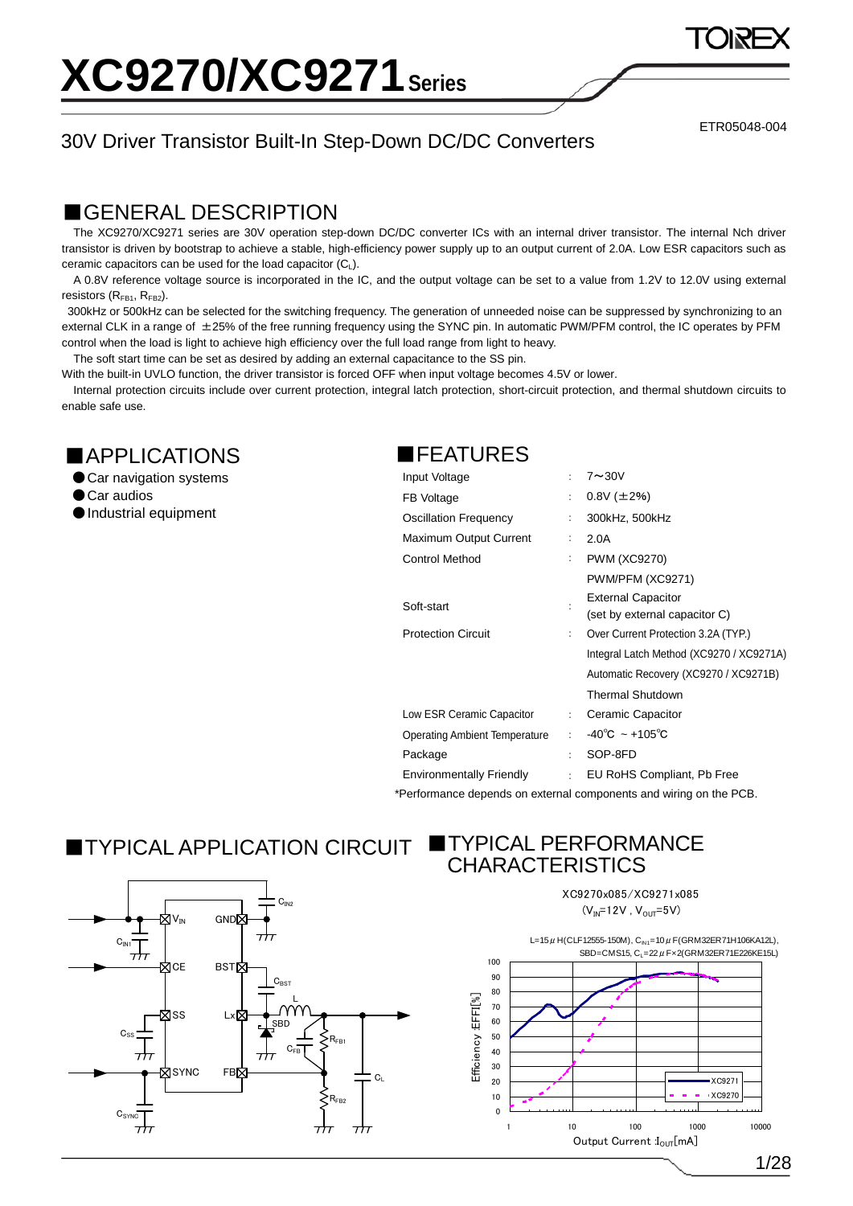# XC9270/XC9271 Series

ETR05048-004

## 30V Driver Transistor Built-In Step-Down DC/DC Converters

## ■GENERAL DESCRIPTION

The XC9270/XC9271 series are 30V operation step-down DC/DC converter ICs with an internal driver transistor. The internal Nch driver transistor is driven by bootstrap to achieve a stable, high-efficiency power supply up to an output current of 2.0A. Low ESR capacitors such as ceramic capacitors can be used for the load capacitor ($C_L$).

A 0.8V reference voltage source is incorporated in the IC, and the output voltage can be set to a value from 1.2V to 12.0V using external resistors ($R_{FB1}$, $R_{FB2}$).

300kHz or 500kHz can be selected for the switching frequency. The generation of unneeded noise can be suppressed by synchronizing to an external CLK in a range of ±25% of the free running frequency using the SYNC pin. In automatic PWM/PFM control, the IC operates by PFM control when the load is light to achieve high efficiency over the full load range from light to heavy.

The soft start time can be set as desired by adding an external capacitance to the SS pin.

With the built-in UVLO function, the driver transistor is forced OFF when input voltage becomes 4.5V or lower.

Internal protection circuits include over current protection, integral latch protection, short-circuit protection, and thermal shutdown circuits to enable safe use.

## ■APPLICATIONS

- ●Car navigation systems
- ●Car audios
- ●Industrial equipment

## ■FEATURES

| | | |
|---|---|---|
| Input Voltage | : | 7～30V |
| FB Voltage | : | 0.8V (±2%) |
| Oscillation Frequency | : | 300kHz, 500kHz |
| Maximum Output Current | : | 2.0A |
| Control Method | : | PWM (XC9270) |
| | | PWM/PFM (XC9271) |
| Soft-start | : | External Capacitor (set by external capacitor C) |
| Protection Circuit | : | Over Current Protection 3.2A (TYP.) |
| | | Integral Latch Method (XC9270 / XC9271A) |
| | | Automatic Recovery (XC9270 / XC9271B) |
| | | Thermal Shutdown |
| Low ESR Ceramic Capacitor | : | Ceramic Capacitor |
| Operating Ambient Temperature | : | -40℃ ~ +105℃ |
| Package | : | SOP-8FD |
| Environmentally Friendly | : | EU RoHS Compliant, Pb Free |

*Performance depends on external components and wiring on the PCB.

## ■TYPICAL APPLICATION CIRCUIT

## ■TYPICAL PERFORMANCE CHARACTERISTICS

XC9270x085/XC9271x085
($V_{IN}$=12V , $V_{OUT}$=5V)

L=15μH(CLF12555-150M), $C_{IN1}$=10μF(GRM32ER71H106KA12L), SBD=CMS15, $C_L$=22μF×2(GRM32ER71E226KE15L)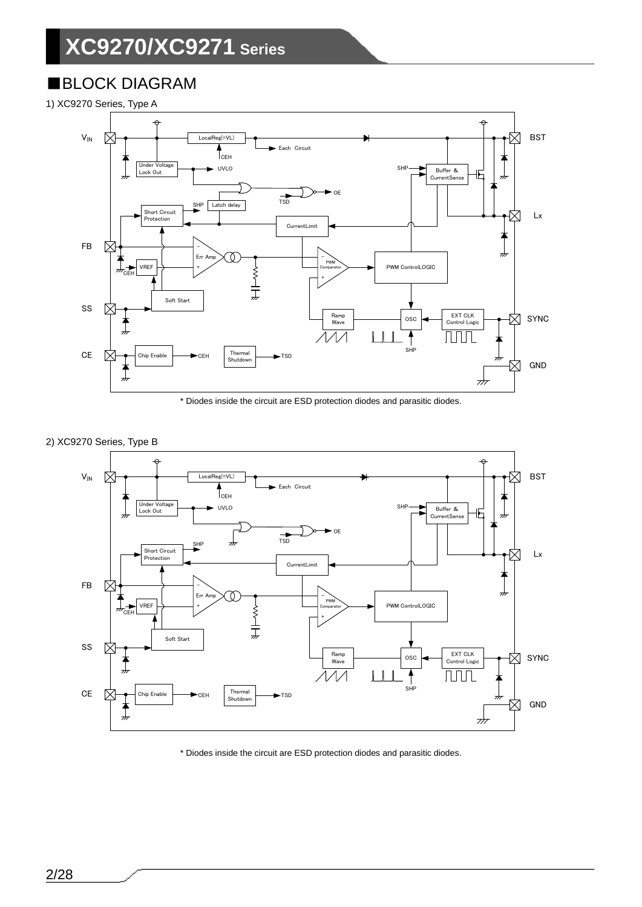## ■BLOCK DIAGRAM

1) XC9270 Series, Type A

* Diodes inside the circuit are ESD protection diodes and parasitic diodes.

2) XC9270 Series, Type B

* Diodes inside the circuit are ESD protection diodes and parasitic diodes.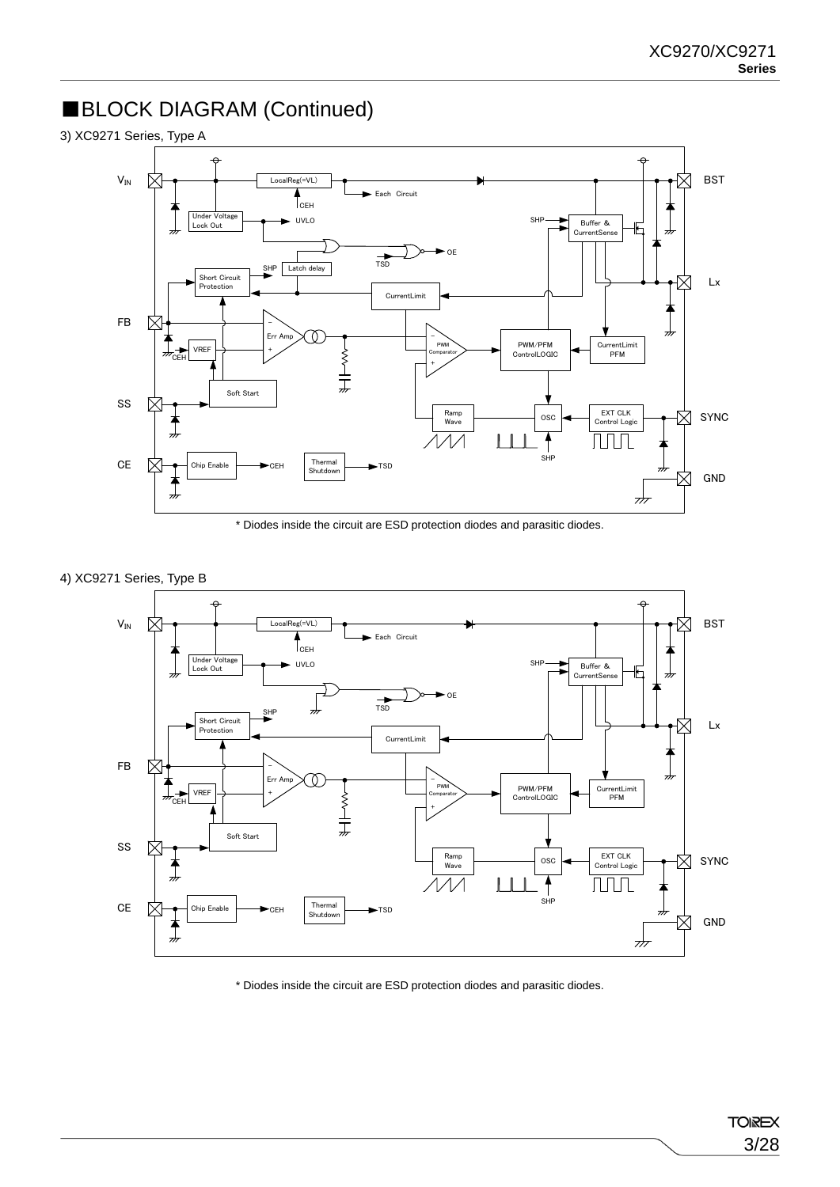# ■BLOCK DIAGRAM (Continued)

3) XC9271 Series, Type A

* Diodes inside the circuit are ESD protection diodes and parasitic diodes.

4) XC9271 Series, Type B

* Diodes inside the circuit are ESD protection diodes and parasitic diodes.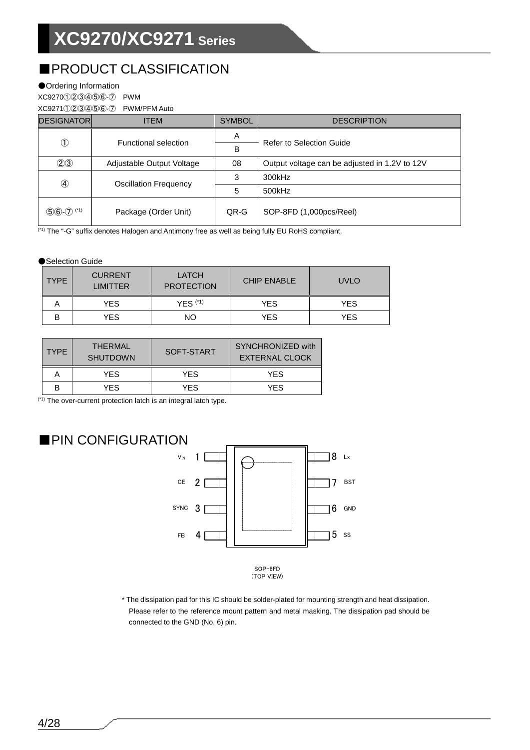## ■PRODUCT CLASSIFICATION

●Ordering Information

XC9270①②③④⑤⑥-⑦　PWM

XC9271①②③④⑤⑥-⑦　PWM/PFM Auto

| DESIGNATOR | ITEM | SYMBOL | DESCRIPTION |
|---|---|---|---|
| ① | Functional selection | A | Refer to Selection Guide |
| | | B | |
| ②③ | Adjustable Output Voltage | 08 | Output voltage can be adjusted in 1.2V to 12V |
| ④ | Oscillation Frequency | 3 | 300kHz |
| | | 5 | 500kHz |
| ⑤⑥-⑦ (*1) | Package (Order Unit) | QR-G | SOP-8FD (1,000pcs/Reel) |

(*1) The "-G" suffix denotes Halogen and Antimony free as well as being fully EU RoHS compliant.

●Selection Guide

| TYPE | CURRENT LIMITTER | LATCH PROTECTION | CHIP ENABLE | UVLO |
|---|---|---|---|---|
| A | YES | YES (*1) | YES | YES |
| B | YES | NO | YES | YES |

| TYPE | THERMAL SHUTDOWN | SOFT-START | SYNCHRONIZED with EXTERNAL CLOCK |
|---|---|---|---|
| A | YES | YES | YES |
| B | YES | YES | YES |

(*1) The over-current protection latch is an integral latch type.

## ■PIN CONFIGURATION

| Pin | Name | Pin | Name |
|---|---|---|---|
| 1 | $V_{IN}$ | 8 | Lx |
| 2 | CE | 7 | BST |
| 3 | SYNC | 6 | GND |
| 4 | FB | 5 | SS |

SOP-8FD
(TOP VIEW)

* The dissipation pad for this IC should be solder-plated for mounting strength and heat dissipation. Please refer to the reference mount pattern and metal masking. The dissipation pad should be connected to the GND (No. 6) pin.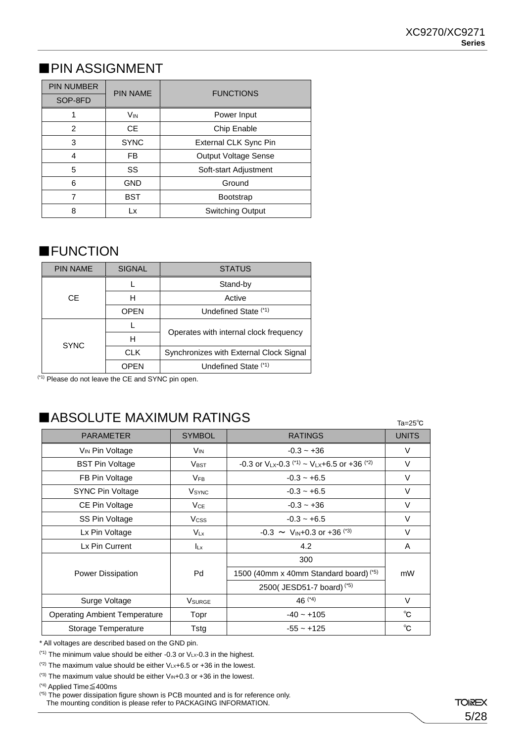## ■PIN ASSIGNMENT

| PIN NUMBER | PIN NAME | FUNCTIONS |
|---|---|---|
| SOP-8FD | | |
| 1 | $V_{IN}$ | Power Input |
| 2 | CE | Chip Enable |
| 3 | SYNC | External CLK Sync Pin |
| 4 | FB | Output Voltage Sense |
| 5 | SS | Soft-start Adjustment |
| 6 | GND | Ground |
| 7 | BST | Bootstrap |
| 8 | Lx | Switching Output |

## ■FUNCTION

| PIN NAME | SIGNAL | STATUS |
|---|---|---|
| CE | L | Stand-by |
| | H | Active |
| | OPEN | Undefined State (*1) |
| SYNC | L | Operates with internal clock frequency |
| | H | Operates with internal clock frequency |
| | CLK | Synchronizes with External Clock Signal |
| | OPEN | Undefined State (*1) |

(*1) Please do not leave the CE and SYNC pin open.

## ■ABSOLUTE MAXIMUM RATINGS

Ta=25℃

| PARAMETER | SYMBOL | RATINGS | UNITS |
|---|---|---|---|
| $V_{IN}$ Pin Voltage | $V_{IN}$ | -0.3 ~ +36 | V |
| BST Pin Voltage | $V_{BST}$ | -0.3 or $V_{LX}$-0.3 (*1) ~ $V_{LX}$+6.5 or +36 (*2) | V |
| FB Pin Voltage | $V_{FB}$ | -0.3 ~ +6.5 | V |
| SYNC Pin Voltage | $V_{SYNC}$ | -0.3 ~ +6.5 | V |
| CE Pin Voltage | $V_{CE}$ | -0.3 ~ +36 | V |
| SS Pin Voltage | $V_{CSS}$ | -0.3 ~ +6.5 | V |
| Lx Pin Voltage | $V_{Lx}$ | -0.3 ～ $V_{IN}$+0.3 or +36 (*3) | V |
| Lx Pin Current | $I_{Lx}$ | 4.2 | A |
| Power Dissipation | Pd | 300 | mW |
| | | 1500 (40mm x 40mm Standard board) (*5) | |
| | | 2500( JESD51-7 board) (*5) | |
| Surge Voltage | $V_{SURGE}$ | 46 (*4) | V |
| Operating Ambient Temperature | Topr | -40 ~ +105 | ℃ |
| Storage Temperature | Tstg | -55 ~ +125 | ℃ |

* All voltages are described based on the GND pin.

(*1) The minimum value should be either -0.3 or $V_{Lx}$-0.3 in the highest.

(*2) The maximum value should be either $V_{Lx}$+6.5 or +36 in the lowest.

(*3) The maximum value should be either $V_{IN}$+0.3 or +36 in the lowest.

(*4) Applied Time≦400ms

(*5) The power dissipation figure shown is PCB mounted and is for reference only.
The mounting condition is please refer to PACKAGING INFORMATION.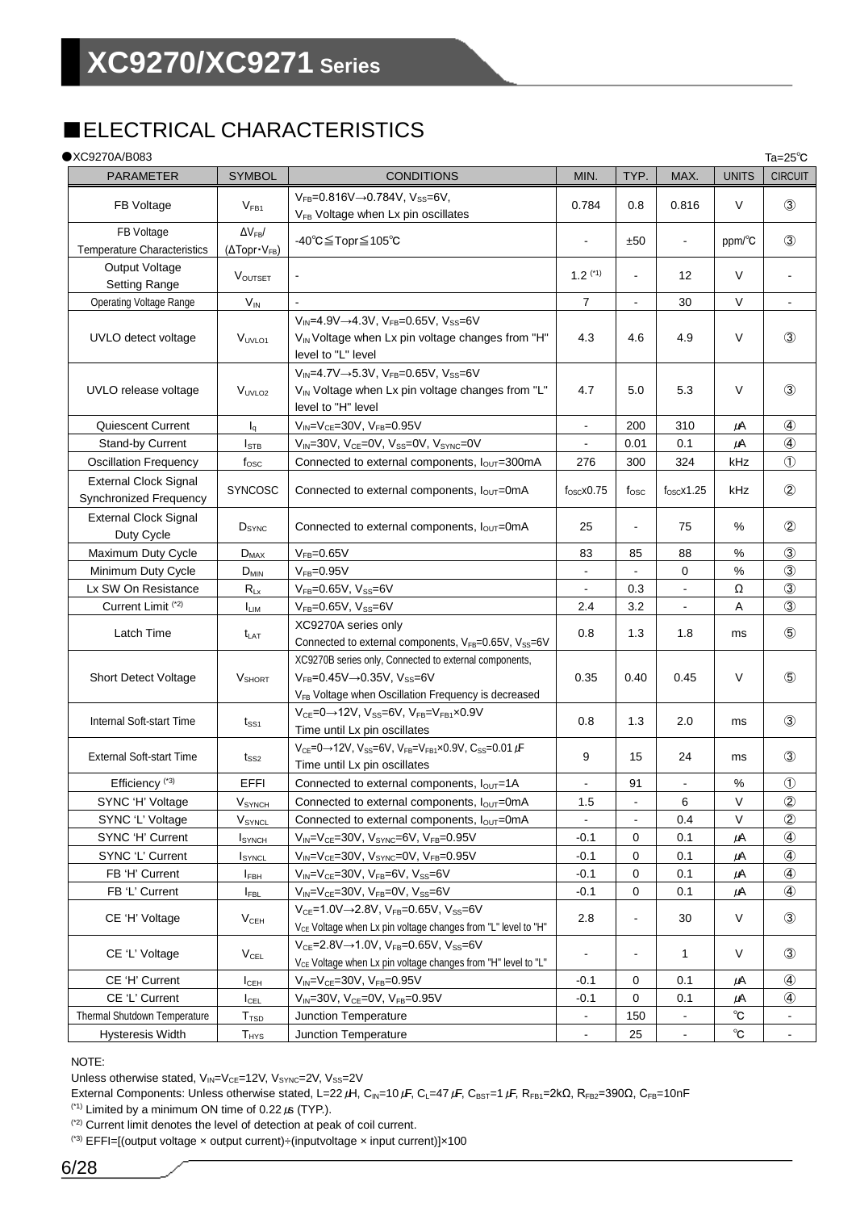## ■ELECTRICAL CHARACTERISTICS

●XC9270A/B083 Ta=25℃

| PARAMETER | SYMBOL | CONDITIONS | MIN. | TYP. | MAX. | UNITS | CIRCUIT |
|---|---|---|---|---|---|---|---|
| FB Voltage | $V_{FB1}$ | $V_{FB}$=0.816V→0.784V, $V_{SS}$=6V, $V_{FB}$ Voltage when Lx pin oscillates | 0.784 | 0.8 | 0.816 | V | ③ |
| FB Voltage Temperature Characteristics | $\Delta V_{FB}/(\Delta Topr \cdot V_{FB})$ | -40℃≦Topr≦105℃ | - | ±50 | - | ppm/℃ | ③ |
| Output Voltage Setting Range | $V_{OUTSET}$ | - | 1.2 (*1) | - | 12 | V | - |
| Operating Voltage Range | $V_{IN}$ | - | 7 | - | 30 | V | - |
| UVLO detect voltage | $V_{UVLO1}$ | $V_{IN}$=4.9V→4.3V, $V_{FB}$=0.65V, $V_{SS}$=6V $V_{IN}$ Voltage when Lx pin voltage changes from "H" level to "L" level | 4.3 | 4.6 | 4.9 | V | ③ |
| UVLO release voltage | $V_{UVLO2}$ | $V_{IN}$=4.7V→5.3V, $V_{FB}$=0.65V, $V_{SS}$=6V $V_{IN}$ Voltage when Lx pin voltage changes from "L" level to "H" level | 4.7 | 5.0 | 5.3 | V | ③ |
| Quiescent Current | $I_q$ | $V_{IN}$=$V_{CE}$=30V, $V_{FB}$=0.95V | - | 200 | 310 | μA | ④ |
| Stand-by Current | $I_{STB}$ | $V_{IN}$=30V, $V_{CE}$=0V, $V_{SS}$=0V, $V_{SYNC}$=0V | - | 0.01 | 0.1 | μA | ④ |
| Oscillation Frequency | $f_{OSC}$ | Connected to external components, $I_{OUT}$=300mA | 276 | 300 | 324 | kHz | ① |
| External Clock Signal Synchronized Frequency | SYNCOSC | Connected to external components, $I_{OUT}$=0mA | $f_{OSC}$x0.75 | $f_{OSC}$ | $f_{OSC}$x1.25 | kHz | ② |
| External Clock Signal Duty Cycle | $D_{SYNC}$ | Connected to external components, $I_{OUT}$=0mA | 25 | - | 75 | % | ② |
| Maximum Duty Cycle | $D_{MAX}$ | $V_{FB}$=0.65V | 83 | 85 | 88 | % | ③ |
| Minimum Duty Cycle | $D_{MIN}$ | $V_{FB}$=0.95V | - | - | 0 | % | ③ |
| Lx SW On Resistance | $R_{Lx}$ | $V_{FB}$=0.65V, $V_{SS}$=6V | - | 0.3 | - | Ω | ③ |
| Current Limit (*2) | $I_{LIM}$ | $V_{FB}$=0.65V, $V_{SS}$=6V | 2.4 | 3.2 | - | A | ③ |
| Latch Time | $t_{LAT}$ | XC9270A series only Connected to external components, $V_{FB}$=0.65V, $V_{SS}$=6V | 0.8 | 1.3 | 1.8 | ms | ⑤ |
| Short Detect Voltage | $V_{SHORT}$ | XC9270B series only, Connected to external components, $V_{FB}$=0.45V→0.35V, $V_{SS}$=6V $V_{FB}$ Voltage when Oscillation Frequency is decreased | 0.35 | 0.40 | 0.45 | V | ⑤ |
| Internal Soft-start Time | $t_{SS1}$ | $V_{CE}$=0→12V, $V_{SS}$=6V, $V_{FB}$=$V_{FB1}$×0.9V Time until Lx pin oscillates | 0.8 | 1.3 | 2.0 | ms | ③ |
| External Soft-start Time | $t_{SS2}$ | $V_{CE}$=0→12V, $V_{SS}$=6V, $V_{FB}$=$V_{FB1}$×0.9V, $C_{SS}$=0.01μF Time until Lx pin oscillates | 9 | 15 | 24 | ms | ③ |
| Efficiency (*3) | EFFI | Connected to external components, $I_{OUT}$=1A | - | 91 | - | % | ① |
| SYNC 'H' Voltage | $V_{SYNCH}$ | Connected to external components, $I_{OUT}$=0mA | 1.5 | - | 6 | V | ② |
| SYNC 'L' Voltage | $V_{SYNCL}$ | Connected to external components, $I_{OUT}$=0mA | - | - | 0.4 | V | ② |
| SYNC 'H' Current | $I_{SYNCH}$ | $V_{IN}$=$V_{CE}$=30V, $V_{SYNC}$=6V, $V_{FB}$=0.95V | -0.1 | 0 | 0.1 | μA | ④ |
| SYNC 'L' Current | $I_{SYNCL}$ | $V_{IN}$=$V_{CE}$=30V, $V_{SYNC}$=0V, $V_{FB}$=0.95V | -0.1 | 0 | 0.1 | μA | ④ |
| FB 'H' Current | $I_{FBH}$ | $V_{IN}$=$V_{CE}$=30V, $V_{FB}$=6V, $V_{SS}$=6V | -0.1 | 0 | 0.1 | μA | ④ |
| FB 'L' Current | $I_{FBL}$ | $V_{IN}$=$V_{CE}$=30V, $V_{FB}$=0V, $V_{SS}$=6V | -0.1 | 0 | 0.1 | μA | ④ |
| CE 'H' Voltage | $V_{CEH}$ | $V_{CE}$=1.0V→2.8V, $V_{FB}$=0.65V, $V_{SS}$=6V $V_{CE}$ Voltage when Lx pin voltage changes from "L" level to "H" | 2.8 | - | 30 | V | ③ |
| CE 'L' Voltage | $V_{CEL}$ | $V_{CE}$=2.8V→1.0V, $V_{FB}$=0.65V, $V_{SS}$=6V $V_{CE}$ Voltage when Lx pin voltage changes from "H" level to "L" | - | - | 1 | V | ③ |
| CE 'H' Current | $I_{CEH}$ | $V_{IN}$=$V_{CE}$=30V, $V_{FB}$=0.95V | -0.1 | 0 | 0.1 | μA | ④ |
| CE 'L' Current | $I_{CEL}$ | $V_{IN}$=30V, $V_{CE}$=0V, $V_{FB}$=0.95V | -0.1 | 0 | 0.1 | μA | ④ |
| Thermal Shutdown Temperature | $T_{TSD}$ | Junction Temperature | - | 150 | - | ℃ | - |
| Hysteresis Width | $T_{HYS}$ | Junction Temperature | - | 25 | - | ℃ | - |

NOTE:

Unless otherwise stated, $V_{IN}$=$V_{CE}$=12V, $V_{SYNC}$=2V, $V_{SS}$=2V

External Components: Unless otherwise stated, L=22μH, $C_{IN}$=10μF, $C_L$=47μF, $C_{BST}$=1μF, $R_{FB1}$=2kΩ, $R_{FB2}$=390Ω, $C_{FB}$=10nF

(*1) Limited by a minimum ON time of 0.22μs (TYP.).

(*2) Current limit denotes the level of detection at peak of coil current.

(*3) EFFI=[(output voltage × output current)÷(inputvoltage × input current)]×100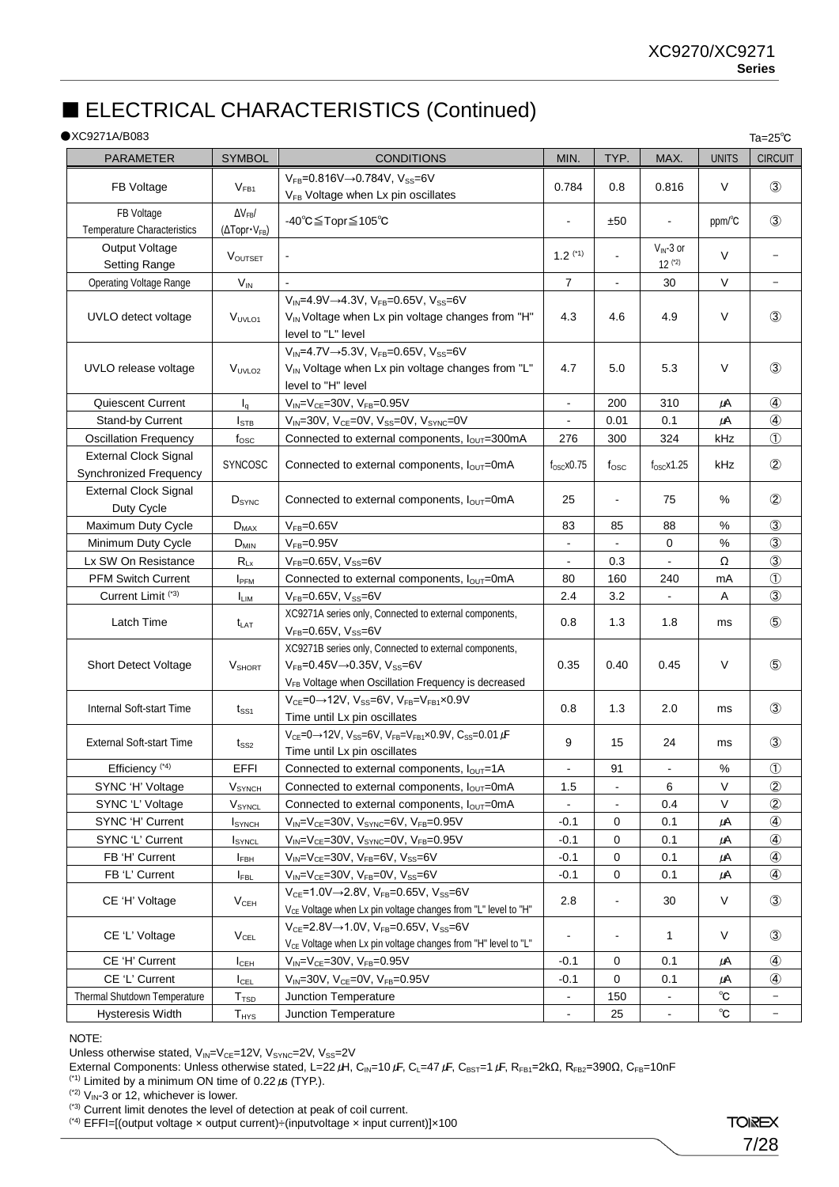# ■ ELECTRICAL CHARACTERISTICS (Continued)

●XC9271A/B083

Ta=25℃

| PARAMETER | SYMBOL | CONDITIONS | MIN. | TYP. | MAX. | UNITS | CIRCUIT |
|---|---|---|---|---|---|---|---|
| FB Voltage | $V_{FB1}$ | $V_{FB}$=0.816V→0.784V, $V_{SS}$=6V<br>$V_{FB}$ Voltage when Lx pin oscillates | 0.784 | 0.8 | 0.816 | V | ③ |
| FB Voltage Temperature Characteristics | $\Delta V_{FB}/(\Delta Topr \cdot V_{FB})$ | -40℃≦Topr≦105℃ | - | ±50 | - | ppm/℃ | ③ |
| Output Voltage Setting Range | $V_{OUTSET}$ | - | 1.2 (*1) | - | $V_{IN}$-3 or 12 (*2) | V | − |
| Operating Voltage Range | $V_{IN}$ | - | 7 | - | 30 | V | − |
| UVLO detect voltage | $V_{UVLO1}$ | $V_{IN}$=4.9V→4.3V, $V_{FB}$=0.65V, $V_{SS}$=6V<br>$V_{IN}$ Voltage when Lx pin voltage changes from "H" level to "L" level | 4.3 | 4.6 | 4.9 | V | ③ |
| UVLO release voltage | $V_{UVLO2}$ | $V_{IN}$=4.7V→5.3V, $V_{FB}$=0.65V, $V_{SS}$=6V<br>$V_{IN}$ Voltage when Lx pin voltage changes from "L" level to "H" level | 4.7 | 5.0 | 5.3 | V | ③ |
| Quiescent Current | $I_q$ | $V_{IN}$=$V_{CE}$=30V, $V_{FB}$=0.95V | - | 200 | 310 | μA | ④ |
| Stand-by Current | $I_{STB}$ | $V_{IN}$=30V, $V_{CE}$=0V, $V_{SS}$=0V, $V_{SYNC}$=0V | - | 0.01 | 0.1 | μA | ④ |
| Oscillation Frequency | $f_{OSC}$ | Connected to external components, $I_{OUT}$=300mA | 276 | 300 | 324 | kHz | ① |
| External Clock Signal Synchronized Frequency | SYNCOSC | Connected to external components, $I_{OUT}$=0mA | $f_{OSC}$x0.75 | $f_{OSC}$ | $f_{OSC}$x1.25 | kHz | ② |
| External Clock Signal Duty Cycle | $D_{SYNC}$ | Connected to external components, $I_{OUT}$=0mA | 25 | - | 75 | % | ② |
| Maximum Duty Cycle | $D_{MAX}$ | $V_{FB}$=0.65V | 83 | 85 | 88 | % | ③ |
| Minimum Duty Cycle | $D_{MIN}$ | $V_{FB}$=0.95V | - | - | 0 | % | ③ |
| Lx SW On Resistance | $R_{Lx}$ | $V_{FB}$=0.65V, $V_{SS}$=6V | - | 0.3 | - | Ω | ③ |
| PFM Switch Current | $I_{PFM}$ | Connected to external components, $I_{OUT}$=0mA | 80 | 160 | 240 | mA | ① |
| Current Limit (*3) | $I_{LIM}$ | $V_{FB}$=0.65V, $V_{SS}$=6V | 2.4 | 3.2 | - | A | ③ |
| Latch Time | $t_{LAT}$ | XC9271A series only, Connected to external components, $V_{FB}$=0.65V, $V_{SS}$=6V | 0.8 | 1.3 | 1.8 | ms | ⑤ |
| Short Detect Voltage | $V_{SHORT}$ | XC9271B series only, Connected to external components, $V_{FB}$=0.45V→0.35V, $V_{SS}$=6V<br>$V_{FB}$ Voltage when Oscillation Frequency is decreased | 0.35 | 0.40 | 0.45 | V | ⑤ |
| Internal Soft-start Time | $t_{SS1}$ | $V_{CE}$=0→12V, $V_{SS}$=6V, $V_{FB}$=$V_{FB1}$×0.9V<br>Time until Lx pin oscillates | 0.8 | 1.3 | 2.0 | ms | ③ |
| External Soft-start Time | $t_{SS2}$ | $V_{CE}$=0→12V, $V_{SS}$=6V, $V_{FB}$=$V_{FB1}$x0.9V, $C_{SS}$=0.01μF<br>Time until Lx pin oscillates | 9 | 15 | 24 | ms | ③ |
| Efficiency (*4) | EFFI | Connected to external components, $I_{OUT}$=1A | - | 91 | - | % | ① |
| SYNC 'H' Voltage | $V_{SYNCH}$ | Connected to external components, $I_{OUT}$=0mA | 1.5 | - | 6 | V | ② |
| SYNC 'L' Voltage | $V_{SYNCL}$ | Connected to external components, $I_{OUT}$=0mA | - | - | 0.4 | V | ② |
| SYNC 'H' Current | $I_{SYNCH}$ | $V_{IN}$=$V_{CE}$=30V, $V_{SYNC}$=6V, $V_{FB}$=0.95V | -0.1 | 0 | 0.1 | μA | ④ |
| SYNC 'L' Current | $I_{SYNCL}$ | $V_{IN}$=$V_{CE}$=30V, $V_{SYNC}$=0V, $V_{FB}$=0.95V | -0.1 | 0 | 0.1 | μA | ④ |
| FB 'H' Current | $I_{FBH}$ | $V_{IN}$=$V_{CE}$=30V, $V_{FB}$=6V, $V_{SS}$=6V | -0.1 | 0 | 0.1 | μA | ④ |
| FB 'L' Current | $I_{FBL}$ | $V_{IN}$=$V_{CE}$=30V, $V_{FB}$=0V, $V_{SS}$=6V | -0.1 | 0 | 0.1 | μA | ④ |
| CE 'H' Voltage | $V_{CEH}$ | $V_{CE}$=1.0V→2.8V, $V_{FB}$=0.65V, $V_{SS}$=6V<br>$V_{CE}$ Voltage when Lx pin voltage changes from "L" level to "H" | 2.8 | - | 30 | V | ③ |
| CE 'L' Voltage | $V_{CEL}$ | $V_{CE}$=2.8V→1.0V, $V_{FB}$=0.65V, $V_{SS}$=6V<br>$V_{CE}$ Voltage when Lx pin voltage changes from "H" level to "L" | - | - | 1 | V | ③ |
| CE 'H' Current | $I_{CEH}$ | $V_{IN}$=$V_{CE}$=30V, $V_{FB}$=0.95V | -0.1 | 0 | 0.1 | μA | ④ |
| CE 'L' Current | $I_{CEL}$ | $V_{IN}$=30V, $V_{CE}$=0V, $V_{FB}$=0.95V | -0.1 | 0 | 0.1 | μA | ④ |
| Thermal Shutdown Temperature | $T_{TSD}$ | Junction Temperature | - | 150 | - | ℃ | − |
| Hysteresis Width | $T_{HYS}$ | Junction Temperature | - | 25 | - | ℃ | − |

NOTE:

Unless otherwise stated, $V_{IN}$=$V_{CE}$=12V, $V_{SYNC}$=2V, $V_{SS}$=2V

External Components: Unless otherwise stated, L=22μH, $C_{IN}$=10μF, $C_L$=47μF, $C_{BST}$=1μF, $R_{FB1}$=2kΩ, $R_{FB2}$=390Ω, $C_{FB}$=10nF

(*1) Limited by a minimum ON time of 0.22μs (TYP.).

(*2) $V_{IN}$-3 or 12, whichever is lower.

(*3) Current limit denotes the level of detection at peak of coil current.

(*4) EFFI=[(output voltage × output current)÷(inputvoltage × input current)]×100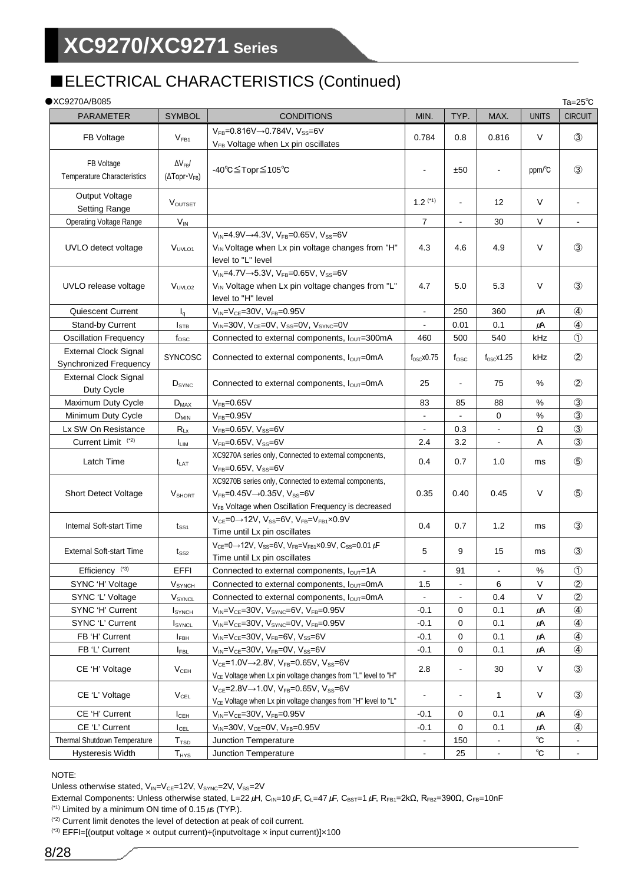## ■ELECTRICAL CHARACTERISTICS (Continued)

●XC9270A/B085

Ta=25℃

| PARAMETER | SYMBOL | CONDITIONS | MIN. | TYP. | MAX. | UNITS | CIRCUIT |
|---|---|---|---|---|---|---|---|
| FB Voltage | $V_{FB1}$ | $V_{FB}$=0.816V→0.784V, $V_{SS}$=6V<br>$V_{FB}$ Voltage when Lx pin oscillates | 0.784 | 0.8 | 0.816 | V | ③ |
| FB Voltage Temperature Characteristics | $\Delta V_{FB}/(\Delta Topr \cdot V_{FB})$ | -40℃≦Topr≦105℃ | - | ±50 | - | ppm/℃ | ③ |
| Output Voltage Setting Range | $V_{OUTSET}$ | | 1.2 (*1) | - | 12 | V | - |
| Operating Voltage Range | $V_{IN}$ | | 7 | - | 30 | V | - |
| UVLO detect voltage | $V_{UVLO1}$ | $V_{IN}$=4.9V→4.3V, $V_{FB}$=0.65V, $V_{SS}$=6V<br>$V_{IN}$ Voltage when Lx pin voltage changes from "H" level to "L" level | 4.3 | 4.6 | 4.9 | V | ③ |
| UVLO release voltage | $V_{UVLO2}$ | $V_{IN}$=4.7V→5.3V, $V_{FB}$=0.65V, $V_{SS}$=6V<br>$V_{IN}$ Voltage when Lx pin voltage changes from "L" level to "H" level | 4.7 | 5.0 | 5.3 | V | ③ |
| Quiescent Current | $I_q$ | $V_{IN}$=$V_{CE}$=30V, $V_{FB}$=0.95V | - | 250 | 360 | μA | ④ |
| Stand-by Current | $I_{STB}$ | $V_{IN}$=30V, $V_{CE}$=0V, $V_{SS}$=0V, $V_{SYNC}$=0V | - | 0.01 | 0.1 | μA | ④ |
| Oscillation Frequency | $f_{OSC}$ | Connected to external components, $I_{OUT}$=300mA | 460 | 500 | 540 | kHz | ① |
| External Clock Signal Synchronized Frequency | SYNCOSC | Connected to external components, $I_{OUT}$=0mA | $f_{OSC}$x0.75 | $f_{OSC}$ | $f_{OSC}$x1.25 | kHz | ② |
| External Clock Signal Duty Cycle | $D_{SYNC}$ | Connected to external components, $I_{OUT}$=0mA | 25 | - | 75 | % | ② |
| Maximum Duty Cycle | $D_{MAX}$ | $V_{FB}$=0.65V | 83 | 85 | 88 | % | ③ |
| Minimum Duty Cycle | $D_{MIN}$ | $V_{FB}$=0.95V | - | - | 0 | % | ③ |
| Lx SW On Resistance | $R_{Lx}$ | $V_{FB}$=0.65V, $V_{SS}$=6V | - | 0.3 | - | Ω | ③ |
| Current Limit (*2) | $I_{LIM}$ | $V_{FB}$=0.65V, $V_{SS}$=6V | 2.4 | 3.2 | - | A | ③ |
| Latch Time | $t_{LAT}$ | XC9270A series only, Connected to external components, $V_{FB}$=0.65V, $V_{SS}$=6V | 0.4 | 0.7 | 1.0 | ms | ⑤ |
| Short Detect Voltage | $V_{SHORT}$ | XC9270B series only, Connected to external components,<br>$V_{FB}$=0.45V→0.35V, $V_{SS}$=6V<br>$V_{FB}$ Voltage when Oscillation Frequency is decreased | 0.35 | 0.40 | 0.45 | V | ⑤ |
| Internal Soft-start Time | $t_{SS1}$ | $V_{CE}$=0→12V, $V_{SS}$=6V, $V_{FB}$=$V_{FB1}$×0.9V<br>Time until Lx pin oscillates | 0.4 | 0.7 | 1.2 | ms | ③ |
| External Soft-start Time | $t_{SS2}$ | $V_{CE}$=0→12V, $V_{SS}$=6V, $V_{FB}$=$V_{FB1}$×0.9V, $C_{SS}$=0.01μF<br>Time until Lx pin oscillates | 5 | 9 | 15 | ms | ③ |
| Efficiency (*3) | EFFI | Connected to external components, $I_{OUT}$=1A | - | 91 | - | % | ① |
| SYNC 'H' Voltage | $V_{SYNCH}$ | Connected to external components, $I_{OUT}$=0mA | 1.5 | - | 6 | V | ② |
| SYNC 'L' Voltage | $V_{SYNCL}$ | Connected to external components, $I_{OUT}$=0mA | - | - | 0.4 | V | ② |
| SYNC 'H' Current | $I_{SYNCH}$ | $V_{IN}$=$V_{CE}$=30V, $V_{SYNC}$=6V, $V_{FB}$=0.95V | -0.1 | 0 | 0.1 | μA | ④ |
| SYNC 'L' Current | $I_{SYNCL}$ | $V_{IN}$=$V_{CE}$=30V, $V_{SYNC}$=0V, $V_{FB}$=0.95V | -0.1 | 0 | 0.1 | μA | ④ |
| FB 'H' Current | $I_{FBH}$ | $V_{IN}$=$V_{CE}$=30V, $V_{FB}$=6V, $V_{SS}$=6V | -0.1 | 0 | 0.1 | μA | ④ |
| FB 'L' Current | $I_{FBL}$ | $V_{IN}$=$V_{CE}$=30V, $V_{FB}$=0V, $V_{SS}$=6V | -0.1 | 0 | 0.1 | μA | ④ |
| CE 'H' Voltage | $V_{CEH}$ | $V_{CE}$=1.0V→2.8V, $V_{FB}$=0.65V, $V_{SS}$=6V<br>$V_{CE}$ Voltage when Lx pin voltage changes from "L" level to "H" | 2.8 | - | 30 | V | ③ |
| CE 'L' Voltage | $V_{CEL}$ | $V_{CE}$=2.8V→1.0V, $V_{FB}$=0.65V, $V_{SS}$=6V<br>$V_{CE}$ Voltage when Lx pin voltage changes from "H" level to "L" | - | - | 1 | V | ③ |
| CE 'H' Current | $I_{CEH}$ | $V_{IN}$=$V_{CE}$=30V, $V_{FB}$=0.95V | -0.1 | 0 | 0.1 | μA | ④ |
| CE 'L' Current | $I_{CEL}$ | $V_{IN}$=30V, $V_{CE}$=0V, $V_{FB}$=0.95V | -0.1 | 0 | 0.1 | μA | ④ |
| Thermal Shutdown Temperature | $T_{TSD}$ | Junction Temperature | - | 150 | - | ℃ | - |
| Hysteresis Width | $T_{HYS}$ | Junction Temperature | - | 25 | - | ℃ | - |

NOTE:

Unless otherwise stated, $V_{IN}$=$V_{CE}$=12V, $V_{SYNC}$=2V, $V_{SS}$=2V

External Components: Unless otherwise stated, L=22μH, $C_{IN}$=10μF, $C_L$=47μF, $C_{BST}$=1μF, $R_{FB1}$=2kΩ, $R_{FB2}$=390Ω, $C_{FB}$=10nF

(*1) Limited by a minimum ON time of 0.15μs (TYP.).

(*2) Current limit denotes the level of detection at peak of coil current.

(*3) EFFI=[(output voltage × output current)÷(inputvoltage × input current)]×100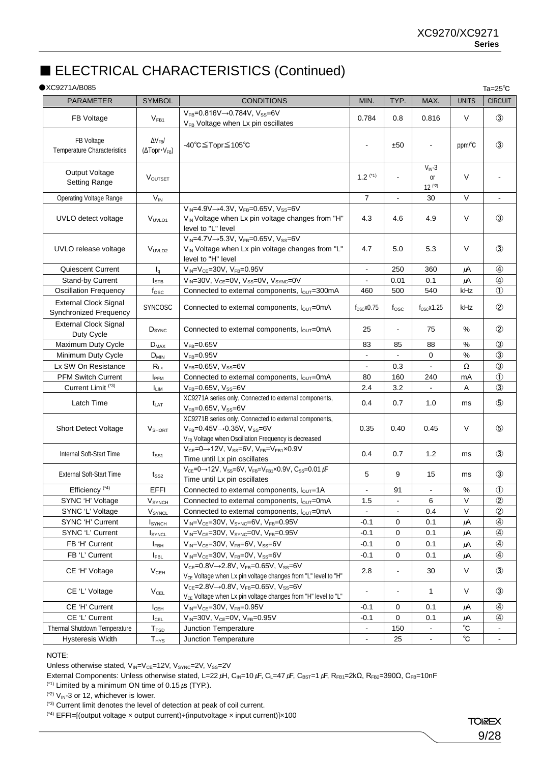## ■ ELECTRICAL CHARACTERISTICS (Continued)

●XC9271A/B085 Ta=25℃

| PARAMETER | SYMBOL | CONDITIONS | MIN. | TYP. | MAX. | UNITS | CIRCUIT |
|---|---|---|---|---|---|---|---|
| FB Voltage | $V_{FB1}$ | $V_{FB}$=0.816V→0.784V, $V_{SS}$=6V<br>$V_{FB}$ Voltage when Lx pin oscillates | 0.784 | 0.8 | 0.816 | V | ③ |
| FB Voltage Temperature Characteristics | $\Delta V_{FB}/(\Delta Topr \cdot V_{FB})$ | -40℃≦Topr≦105℃ | - | ±50 | - | ppm/℃ | ③ |
| Output Voltage Setting Range | $V_{OUTSET}$ | | 1.2 (*1) | - | $V_{IN}$-3 or 12 (*2) | V | - |
| Operating Voltage Range | $V_{IN}$ | | 7 | - | 30 | V | - |
| UVLO detect voltage | $V_{UVLO1}$ | $V_{IN}$=4.9V→4.3V, $V_{FB}$=0.65V, $V_{SS}$=6V<br>$V_{IN}$ Voltage when Lx pin voltage changes from "H" level to "L" level | 4.3 | 4.6 | 4.9 | V | ③ |
| UVLO release voltage | $V_{UVLO2}$ | $V_{IN}$=4.7V→5.3V, $V_{FB}$=0.65V, $V_{SS}$=6V<br>$V_{IN}$ Voltage when Lx pin voltage changes from "L" level to "H" level | 4.7 | 5.0 | 5.3 | V | ③ |
| Quiescent Current | $I_q$ | $V_{IN}$=$V_{CE}$=30V, $V_{FB}$=0.95V | - | 250 | 360 | μA | ④ |
| Stand-by Current | $I_{STB}$ | $V_{IN}$=30V, $V_{CE}$=0V, $V_{SS}$=0V, $V_{SYNC}$=0V | - | 0.01 | 0.1 | μA | ④ |
| Oscillation Frequency | $f_{OSC}$ | Connected to external components, $I_{OUT}$=300mA | 460 | 500 | 540 | kHz | ① |
| External Clock Signal Synchronized Frequency | SYNCOSC | Connected to external components, $I_{OUT}$=0mA | $f_{OSC}$x0.75 | $f_{OSC}$ | $f_{OSC}$x1.25 | kHz | ② |
| External Clock Signal Duty Cycle | $D_{SYNC}$ | Connected to external components, $I_{OUT}$=0mA | 25 | - | 75 | % | ② |
| Maximum Duty Cycle | $D_{MAX}$ | $V_{FB}$=0.65V | 83 | 85 | 88 | % | ③ |
| Minimum Duty Cycle | $D_{MIN}$ | $V_{FB}$=0.95V | - | - | 0 | % | ③ |
| Lx SW On Resistance | $R_{Lx}$ | $V_{FB}$=0.65V, $V_{SS}$=6V | - | 0.3 | - | Ω | ③ |
| PFM Switch Current | $I_{PFM}$ | Connected to external components, $I_{OUT}$=0mA | 80 | 160 | 240 | mA | ① |
| Current Limit (*3) | $I_{LIM}$ | $V_{FB}$=0.65V, $V_{SS}$=6V | 2.4 | 3.2 | - | A | ③ |
| Latch Time | $t_{LAT}$ | XC9271A series only, Connected to external components,<br>$V_{FB}$=0.65V, $V_{SS}$=6V | 0.4 | 0.7 | 1.0 | ms | ⑤ |
| Short Detect Voltage | $V_{SHORT}$ | XC9271B series only, Connected to external components,<br>$V_{FB}$=0.45V→0.35V, $V_{SS}$=6V<br>$V_{FB}$ Voltage when Oscillation Frequency is decreased | 0.35 | 0.40 | 0.45 | V | ⑤ |
| Internal Soft-Start Time | $t_{SS1}$ | $V_{CE}$=0→12V, $V_{SS}$=6V, $V_{FB}$=$V_{FB1}$×0.9V<br>Time until Lx pin oscillates | 0.4 | 0.7 | 1.2 | ms | ③ |
| External Soft-Start Time | $t_{SS2}$ | $V_{CE}$=0→12V, $V_{SS}$=6V, $V_{FB}$=$V_{FB1}$×0.9V, $C_{SS}$=0.01μF<br>Time until Lx pin oscillates | 5 | 9 | 15 | ms | ③ |
| Efficiency (*4) | EFFI | Connected to external components, $I_{OUT}$=1A | - | 91 | - | % | ① |
| SYNC 'H' Voltage | $V_{SYNCH}$ | Connected to external components, $I_{OUT}$=0mA | 1.5 | - | 6 | V | ② |
| SYNC 'L' Voltage | $V_{SYNCL}$ | Connected to external components, $I_{OUT}$=0mA | - | - | 0.4 | V | ② |
| SYNC 'H' Current | $I_{SYNCH}$ | $V_{IN}$=$V_{CE}$=30V, $V_{SYNC}$=6V, $V_{FB}$=0.95V | -0.1 | 0 | 0.1 | μA | ④ |
| SYNC 'L' Current | $I_{SYNCL}$ | $V_{IN}$=$V_{CE}$=30V, $V_{SYNC}$=0V, $V_{FB}$=0.95V | -0.1 | 0 | 0.1 | μA | ④ |
| FB 'H' Current | $I_{FBH}$ | $V_{IN}$=$V_{CE}$=30V, $V_{FB}$=6V, $V_{SS}$=6V | -0.1 | 0 | 0.1 | μA | ④ |
| FB 'L' Current | $I_{FBL}$ | $V_{IN}$=$V_{CE}$=30V, $V_{FB}$=0V, $V_{SS}$=6V | -0.1 | 0 | 0.1 | μA | ④ |
| CE 'H' Voltage | $V_{CEH}$ | $V_{CE}$=0.8V→2.8V, $V_{FB}$=0.65V, $V_{SS}$=6V<br>$V_{CE}$ Voltage when Lx pin voltage changes from "L" level to "H" | 2.8 | - | 30 | V | ③ |
| CE 'L' Voltage | $V_{CEL}$ | $V_{CE}$=2.8V→0.8V, $V_{FB}$=0.65V, $V_{SS}$=6V<br>$V_{CE}$ Voltage when Lx pin voltage changes from "H" level to "L" | - | - | 1 | V | ③ |
| CE 'H' Current | $I_{CEH}$ | $V_{IN}$=$V_{CE}$=30V, $V_{FB}$=0.95V | -0.1 | 0 | 0.1 | μA | ④ |
| CE 'L' Current | $I_{CEL}$ | $V_{IN}$=30V, $V_{CE}$=0V, $V_{FB}$=0.95V | -0.1 | 0 | 0.1 | μA | ④ |
| Thermal Shutdown Temperature | $T_{TSD}$ | Junction Temperature | - | 150 | - | ℃ | - |
| Hysteresis Width | $T_{HYS}$ | Junction Temperature | - | 25 | - | ℃ | - |

NOTE:

Unless otherwise stated, $V_{IN}$=$V_{CE}$=12V, $V_{SYNC}$=2V, $V_{SS}$=2V

External Components: Unless otherwise stated, L=22μH, $C_{IN}$=10μF, $C_L$=47μF, $C_{BST}$=1μF, $R_{FB1}$=2kΩ, $R_{FB2}$=390Ω, $C_{FB}$=10nF

(*1) Limited by a minimum ON time of 0.15μs (TYP.).

(*2) $V_{IN}$-3 or 12, whichever is lower.

(*3) Current limit denotes the level of detection at peak of coil current.

(*4) EFFI=[(output voltage × output current)÷(inputvoltage × input current)]×100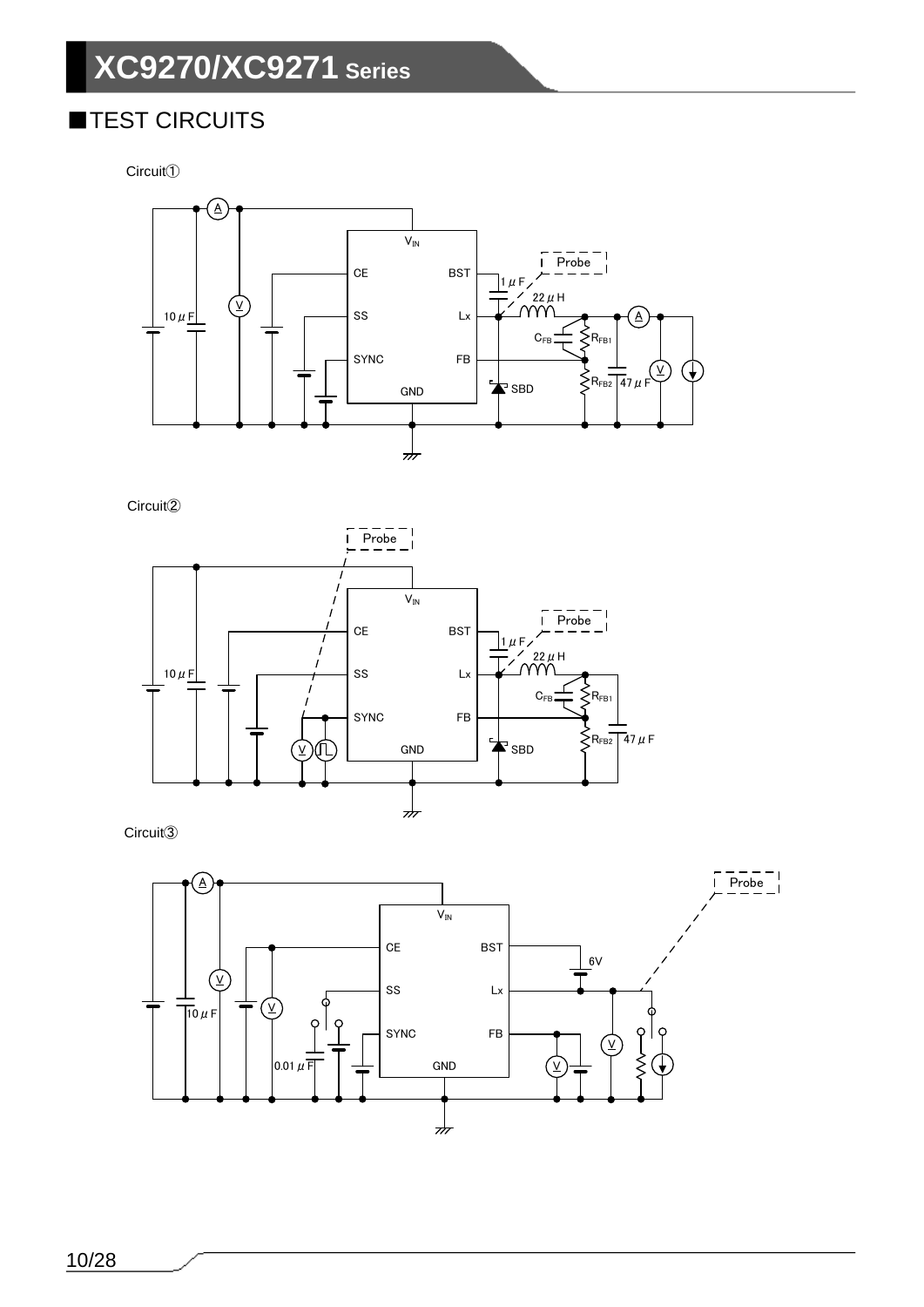## ■TEST CIRCUITS

Circuit①

Circuit②

Circuit③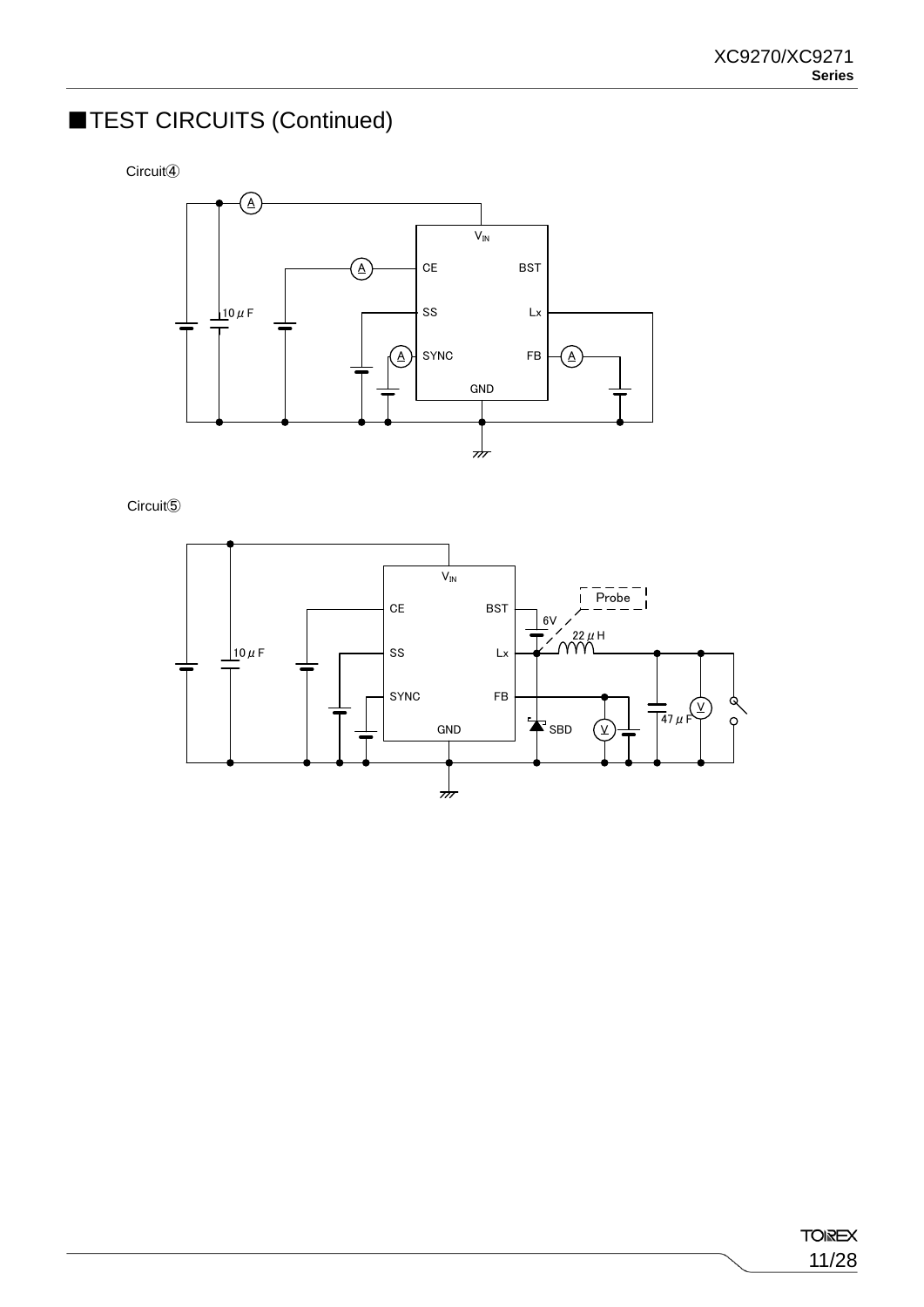## ■TEST CIRCUITS (Continued)

Circuit④

Circuit⑤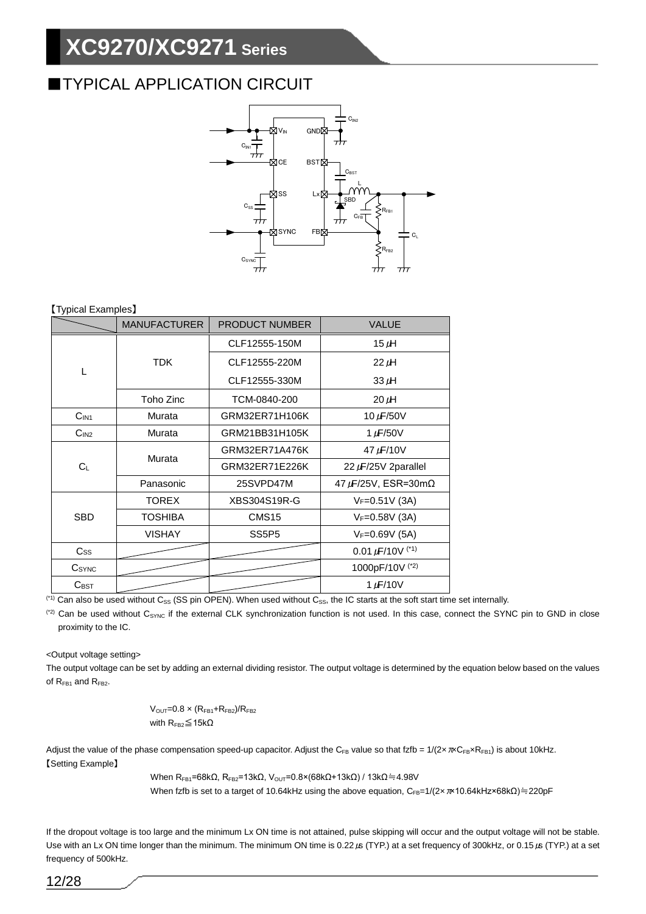## ■TYPICAL APPLICATION CIRCUIT

【Typical Examples】

| | MANUFACTURER | PRODUCT NUMBER | VALUE |
|---|---|---|---|
| L | TDK | CLF12555-150M | 15 μH |
| | | CLF12555-220M | 22 μH |
| | | CLF12555-330M | 33 μH |
| | Toho Zinc | TCM-0840-200 | 20 μH |
| $C_{IN1}$ | Murata | GRM32ER71H106K | 10 μF/50V |
| $C_{IN2}$ | Murata | GRM21BB31H105K | 1 μF/50V |
| $C_L$ | Murata | GRM32ER71A476K | 47 μF/10V |
| | | GRM32ER71E226K | 22 μF/25V 2parallel |
| | Panasonic | 25SVPD47M | 47 μF/25V, ESR=30mΩ |
| SBD | TOREX | XBS304S19R-G | $V_F$=0.51V (3A) |
| | TOSHIBA | CMS15 | $V_F$=0.58V (3A) |
| | VISHAY | SS5P5 | $V_F$=0.69V (5A) |
| $C_{SS}$ | | | 0.01 μF/10V (*1) |
| $C_{SYNC}$ | | | 1000pF/10V (*2) |
| $C_{BST}$ | | | 1 μF/10V |

(*1) Can also be used without $C_{SS}$ (SS pin OPEN). When used without $C_{SS}$, the IC starts at the soft start time set internally.

(*2) Can be used without $C_{SYNC}$ if the external CLK synchronization function is not used. In this case, connect the SYNC pin to GND in close proximity to the IC.

<Output voltage setting>

The output voltage can be set by adding an external dividing resistor. The output voltage is determined by the equation below based on the values of $R_{FB1}$ and $R_{FB2}$.

$$V_{OUT}=0.8\times(R_{FB1}+R_{FB2})/R_{FB2}$$

with $R_{FB2}\leqq 15k\Omega$

Adjust the value of the phase compensation speed-up capacitor. Adjust the $C_{FB}$ value so that $fzfb = 1/(2\times\pi\times C_{FB}\times R_{FB1})$ is about 10kHz.

【Setting Example】

When $R_{FB1}$=68kΩ, $R_{FB2}$=13kΩ, $V_{OUT}=0.8\times(68k\Omega+13k\Omega) / 13k\Omega \fallingdotseq 4.98V$

When fzfb is set to a target of 10.64kHz using the above equation, $C_{FB}=1/(2\times\pi\times10.64kHz\times68k\Omega)\fallingdotseq 220pF$

If the dropout voltage is too large and the minimum Lx ON time is not attained, pulse skipping will occur and the output voltage will not be stable. Use with an Lx ON time longer than the minimum. The minimum ON time is 0.22 μs (TYP.) at a set frequency of 300kHz, or 0.15 μs (TYP.) at a set frequency of 500kHz.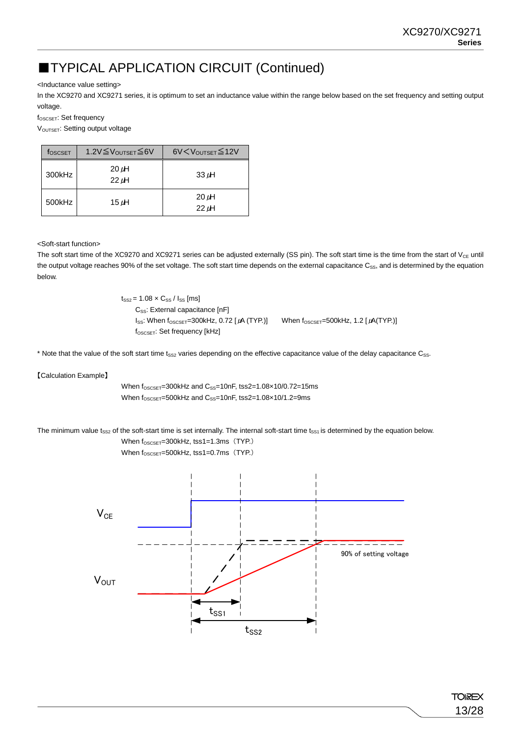# ■TYPICAL APPLICATION CIRCUIT (Continued)

<Inductance value setting>

In the XC9270 and XC9271 series, it is optimum to set an inductance value within the range below based on the set frequency and setting output voltage.

$f_{OSCSET}$: Set frequency

$V_{OUTSET}$: Setting output voltage

| $f_{OSCSET}$ | $1.2V \leqq V_{OUTSET} \leqq 6V$ | $6V < V_{OUTSET} \leqq 12V$ |
|---|---|---|
| 300kHz | 20μH<br>22μH | 33μH |
| 500kHz | 15μH | 20μH<br>22μH |

<Soft-start function>

The soft start time of the XC9270 and XC9271 series can be adjusted externally (SS pin). The soft start time is the time from the start of $V_{CE}$ until the output voltage reaches 90% of the set voltage. The soft start time depends on the external capacitance $C_{SS}$, and is determined by the equation below.

$t_{SS2} = 1.08 \times C_{SS} / I_{SS}$ [ms]

$C_{SS}$: External capacitance [nF]

$I_{SS}$: When $f_{OSCSET}$=300kHz, 0.72 [μA (TYP.)]   When $f_{OSCSET}$=500kHz, 1.2 [μA(TYP.)]

$f_{OSCSET}$: Set frequency [kHz]

* Note that the value of the soft start time $t_{SS2}$ varies depending on the effective capacitance value of the delay capacitance $C_{SS}$.

【Calculation Example】

When $f_{OSCSET}$=300kHz and $C_{SS}$=10nF, tss2=1.08×10/0.72=15ms

When $f_{OSCSET}$=500kHz and $C_{SS}$=10nF, tss2=1.08×10/1.2=9ms

The minimum value $t_{SS2}$ of the soft-start time is set internally. The internal soft-start time $t_{SS1}$ is determined by the equation below.

When $f_{OSCSET}$=300kHz, tss1=1.3ms（TYP.）

When $f_{OSCSET}$=500kHz, tss1=0.7ms（TYP.）

$V_{CE}$

$V_{OUT}$

90% of setting voltage

$t_{SS1}$

$t_{SS2}$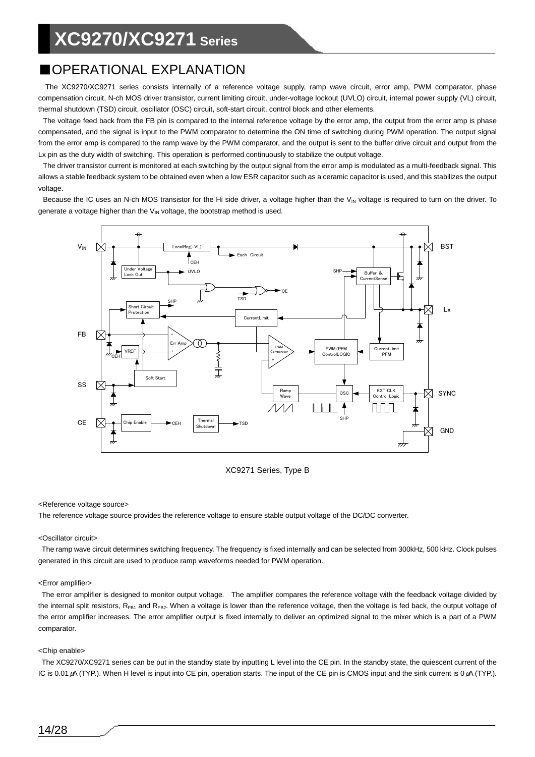## ■OPERATIONAL EXPLANATION

The XC9270/XC9271 series consists internally of a reference voltage supply, ramp wave circuit, error amp, PWM comparator, phase compensation circuit, N-ch MOS driver transistor, current limiting circuit, under-voltage lockout (UVLO) circuit, internal power supply (VL) circuit, thermal shutdown (TSD) circuit, oscillator (OSC) circuit, soft-start circuit, control block and other elements.

The voltage feed back from the FB pin is compared to the internal reference voltage by the error amp, the output from the error amp is phase compensated, and the signal is input to the PWM comparator to determine the ON time of switching during PWM operation. The output signal from the error amp is compared to the ramp wave by the PWM comparator, and the output is sent to the buffer drive circuit and output from the Lx pin as the duty width of switching. This operation is performed continuously to stabilize the output voltage.

The driver transistor current is monitored at each switching by the output signal from the error amp is modulated as a multi-feedback signal. This allows a stable feedback system to be obtained even when a low ESR capacitor such as a ceramic capacitor is used, and this stabilizes the output voltage.

Because the IC uses an N-ch MOS transistor for the Hi side driver, a voltage higher than the $V_{IN}$ voltage is required to turn on the driver. To generate a voltage higher than the $V_{IN}$ voltage, the bootstrap method is used.

XC9271 Series, Type B

<Reference voltage source>

The reference voltage source provides the reference voltage to ensure stable output voltage of the DC/DC converter.

<Oscillator circuit>

The ramp wave circuit determines switching frequency. The frequency is fixed internally and can be selected from 300kHz, 500 kHz. Clock pulses generated in this circuit are used to produce ramp waveforms needed for PWM operation.

<Error amplifier>

The error amplifier is designed to monitor output voltage. The amplifier compares the reference voltage with the feedback voltage divided by the internal split resistors, $R_{FB1}$ and $R_{FB2}$. When a voltage is lower than the reference voltage, then the voltage is fed back, the output voltage of the error amplifier increases. The error amplifier output is fixed internally to deliver an optimized signal to the mixer which is a part of a PWM comparator.

<Chip enable>

The XC9270/XC9271 series can be put in the standby state by inputting L level into the CE pin. In the standby state, the quiescent current of the IC is 0.01 μA (TYP.). When H level is input into CE pin, operation starts. The input of the CE pin is CMOS input and the sink current is 0 μA (TYP.).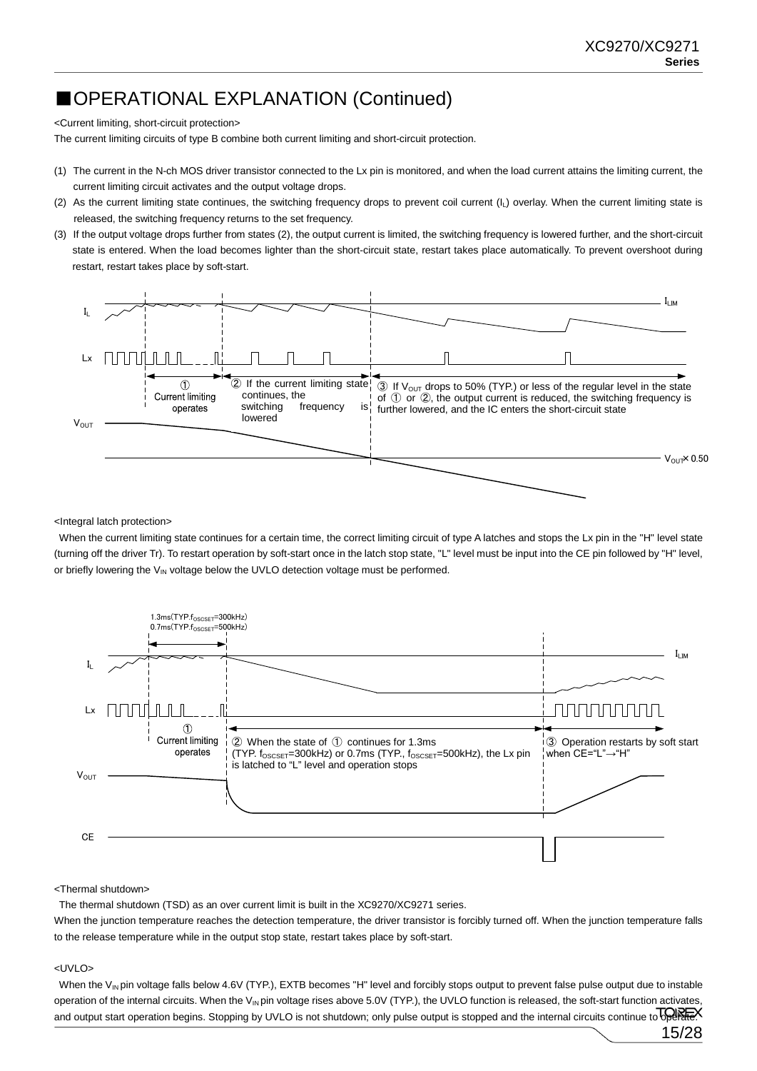## ■OPERATIONAL EXPLANATION (Continued)

<Current limiting, short-circuit protection>

The current limiting circuits of type B combine both current limiting and short-circuit protection.

(1) The current in the N-ch MOS driver transistor connected to the Lx pin is monitored, and when the load current attains the limiting current, the current limiting circuit activates and the output voltage drops.

(2) As the current limiting state continues, the switching frequency drops to prevent coil current ($I_L$) overlay. When the current limiting state is released, the switching frequency returns to the set frequency.

(3) If the output voltage drops further from states (2), the output current is limited, the switching frequency is lowered further, and the short-circuit state is entered. When the load becomes lighter than the short-circuit state, restart takes place automatically. To prevent overshoot during restart, restart takes place by soft-start.

$I_L$ — $I_{LIM}$

Lx

① Current limiting operates

② If the current limiting state continues, the switching frequency is lowered

③ If $V_{OUT}$ drops to 50% (TYP.) or less of the regular level in the state of ① or ②, the output current is reduced, the switching frequency is further lowered, and the IC enters the short-circuit state

$V_{OUT}$ — $V_{OUT}$× 0.50

<Integral latch protection>

When the current limiting state continues for a certain time, the correct limiting circuit of type A latches and stops the Lx pin in the "H" level state (turning off the driver Tr). To restart operation by soft-start once in the latch stop state, "L" level must be input into the CE pin followed by "H" level, or briefly lowering the $V_{IN}$ voltage below the UVLO detection voltage must be performed.

1.3ms(TYP.$f_{OSCSET}$=300kHz)
0.7ms(TYP.$f_{OSCSET}$=500kHz)

$I_L$ — $I_{LIM}$

Lx

① Current limiting operates

② When the state of ① continues for 1.3ms (TYP. $f_{OSCSET}$=300kHz) or 0.7ms (TYP., $f_{OSCSET}$=500kHz), the Lx pin is latched to "L" level and operation stops

③ Operation restarts by soft start when CE="L"→"H"

$V_{OUT}$

CE

<Thermal shutdown>

The thermal shutdown (TSD) as an over current limit is built in the XC9270/XC9271 series.

When the junction temperature reaches the detection temperature, the driver transistor is forcibly turned off. When the junction temperature falls to the release temperature while in the output stop state, restart takes place by soft-start.

<UVLO>

When the $V_{IN}$ pin voltage falls below 4.6V (TYP.), EXTB becomes "H" level and forcibly stops output to prevent false pulse output due to instable operation of the internal circuits. When the $V_{IN}$ pin voltage rises above 5.0V (TYP.), the UVLO function is released, the soft-start function activates, and output start operation begins. Stopping by UVLO is not shutdown; only pulse output is stopped and the internal circuits continue to operate.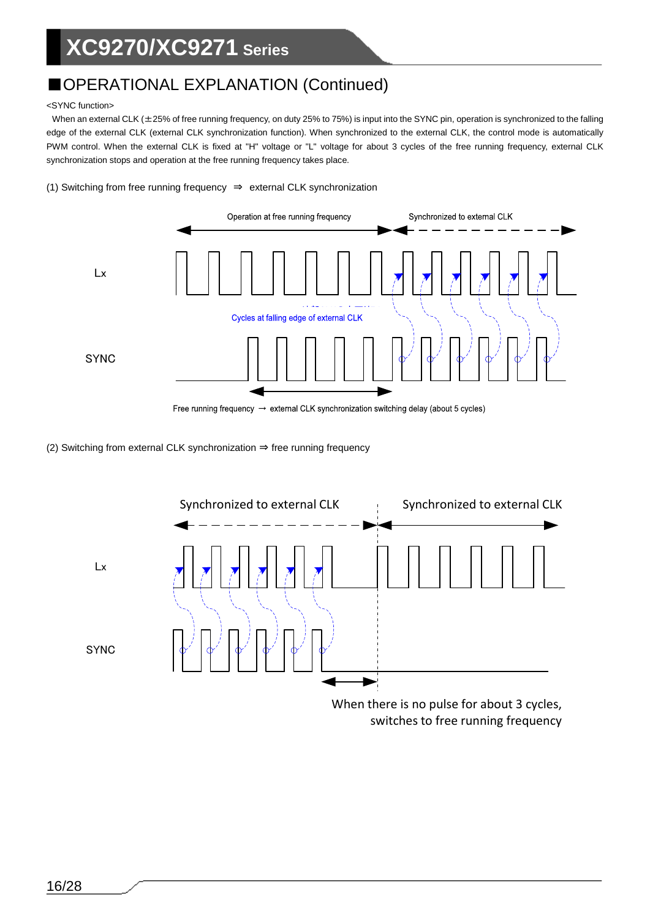## ■OPERATIONAL EXPLANATION (Continued)

<SYNC function>

When an external CLK (±25% of free running frequency, on duty 25% to 75%) is input into the SYNC pin, operation is synchronized to the falling edge of the external CLK (external CLK synchronization function). When synchronized to the external CLK, the control mode is automatically PWM control. When the external CLK is fixed at "H" voltage or "L" voltage for about 3 cycles of the free running frequency, external CLK synchronization stops and operation at the free running frequency takes place.

(1) Switching from free running frequency ⇒ external CLK synchronization

Operation at free running frequency

Synchronized to external CLK

Lx

Cycles at falling edge of external CLK

SYNC

Free running frequency → external CLK synchronization switching delay (about 5 cycles)

(2) Switching from external CLK synchronization ⇒ free running frequency

Synchronized to external CLK

Synchronized to external CLK

Lx

SYNC

When there is no pulse for about 3 cycles, switches to free running frequency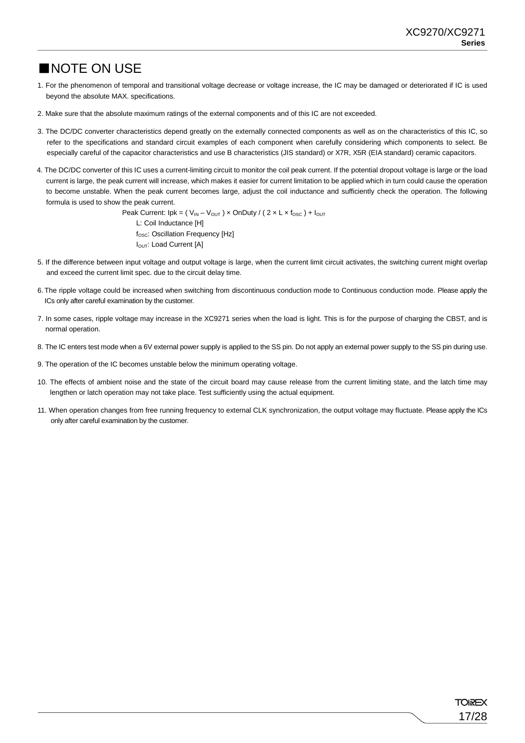# ■NOTE ON USE

1. For the phenomenon of temporal and transitional voltage decrease or voltage increase, the IC may be damaged or deteriorated if IC is used beyond the absolute MAX. specifications.

2. Make sure that the absolute maximum ratings of the external components and of this IC are not exceeded.

3. The DC/DC converter characteristics depend greatly on the externally connected components as well as on the characteristics of this IC, so refer to the specifications and standard circuit examples of each component when carefully considering which components to select. Be especially careful of the capacitor characteristics and use B characteristics (JIS standard) or X7R, X5R (EIA standard) ceramic capacitors.

4. The DC/DC converter of this IC uses a current-limiting circuit to monitor the coil peak current. If the potential dropout voltage is large or the load current is large, the peak current will increase, which makes it easier for current limitation to be applied which in turn could cause the operation to become unstable. When the peak current becomes large, adjust the coil inductance and sufficiently check the operation. The following formula is used to show the peak current.

   Peak Current: $I_{pk} = ( V_{IN} – V_{OUT} ) \times OnDuty / ( 2 \times L \times f_{OSC} ) + I_{OUT}$
   
   L: Coil Inductance [H]
   
   $f_{OSC}$: Oscillation Frequency [Hz]
   
   $I_{OUT}$: Load Current [A]

5. If the difference between input voltage and output voltage is large, when the current limit circuit activates, the switching current might overlap and exceed the current limit spec. due to the circuit delay time.

6. The ripple voltage could be increased when switching from discontinuous conduction mode to Continuous conduction mode. Please apply the ICs only after careful examination by the customer.

7. In some cases, ripple voltage may increase in the XC9271 series when the load is light. This is for the purpose of charging the CBST, and is normal operation.

8. The IC enters test mode when a 6V external power supply is applied to the SS pin. Do not apply an external power supply to the SS pin during use.

9. The operation of the IC becomes unstable below the minimum operating voltage.

10. The effects of ambient noise and the state of the circuit board may cause release from the current limiting state, and the latch time may lengthen or latch operation may not take place. Test sufficiently using the actual equipment.

11. When operation changes from free running frequency to external CLK synchronization, the output voltage may fluctuate. Please apply the ICs only after careful examination by the customer.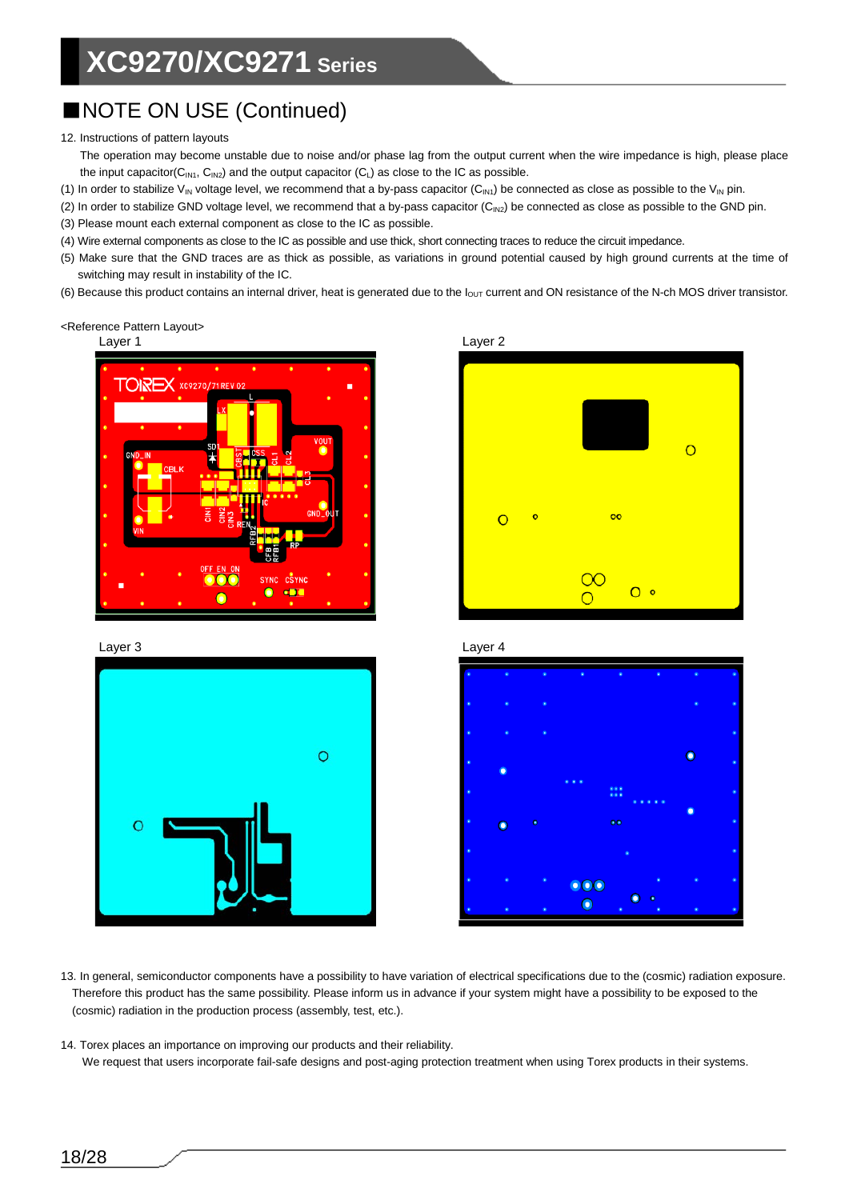## ■NOTE ON USE (Continued)

12. Instructions of pattern layouts

 The operation may become unstable due to noise and/or phase lag from the output current when the wire impedance is high, please place the input capacitor($C_{IN1}$, $C_{IN2}$) and the output capacitor ($C_L$) as close to the IC as possible.

(1) In order to stabilize $V_{IN}$ voltage level, we recommend that a by-pass capacitor ($C_{IN1}$) be connected as close as possible to the $V_{IN}$ pin.

(2) In order to stabilize GND voltage level, we recommend that a by-pass capacitor ($C_{IN2}$) be connected as close as possible to the GND pin.

(3) Please mount each external component as close to the IC as possible.

(4) Wire external components as close to the IC as possible and use thick, short connecting traces to reduce the circuit impedance.

(5) Make sure that the GND traces are as thick as possible, as variations in ground potential caused by high ground currents at the time of switching may result in instability of the IC.

(6) Because this product contains an internal driver, heat is generated due to the $I_{OUT}$ current and ON resistance of the N-ch MOS driver transistor.

<Reference Pattern Layout>

Layer 1

Layer 2

Layer 3

Layer 4

13. In general, semiconductor components have a possibility to have variation of electrical specifications due to the (cosmic) radiation exposure. Therefore this product has the same possibility. Please inform us in advance if your system might have a possibility to be exposed to the (cosmic) radiation in the production process (assembly, test, etc.).

14. Torex places an importance on improving our products and their reliability.
 We request that users incorporate fail-safe designs and post-aging protection treatment when using Torex products in their systems.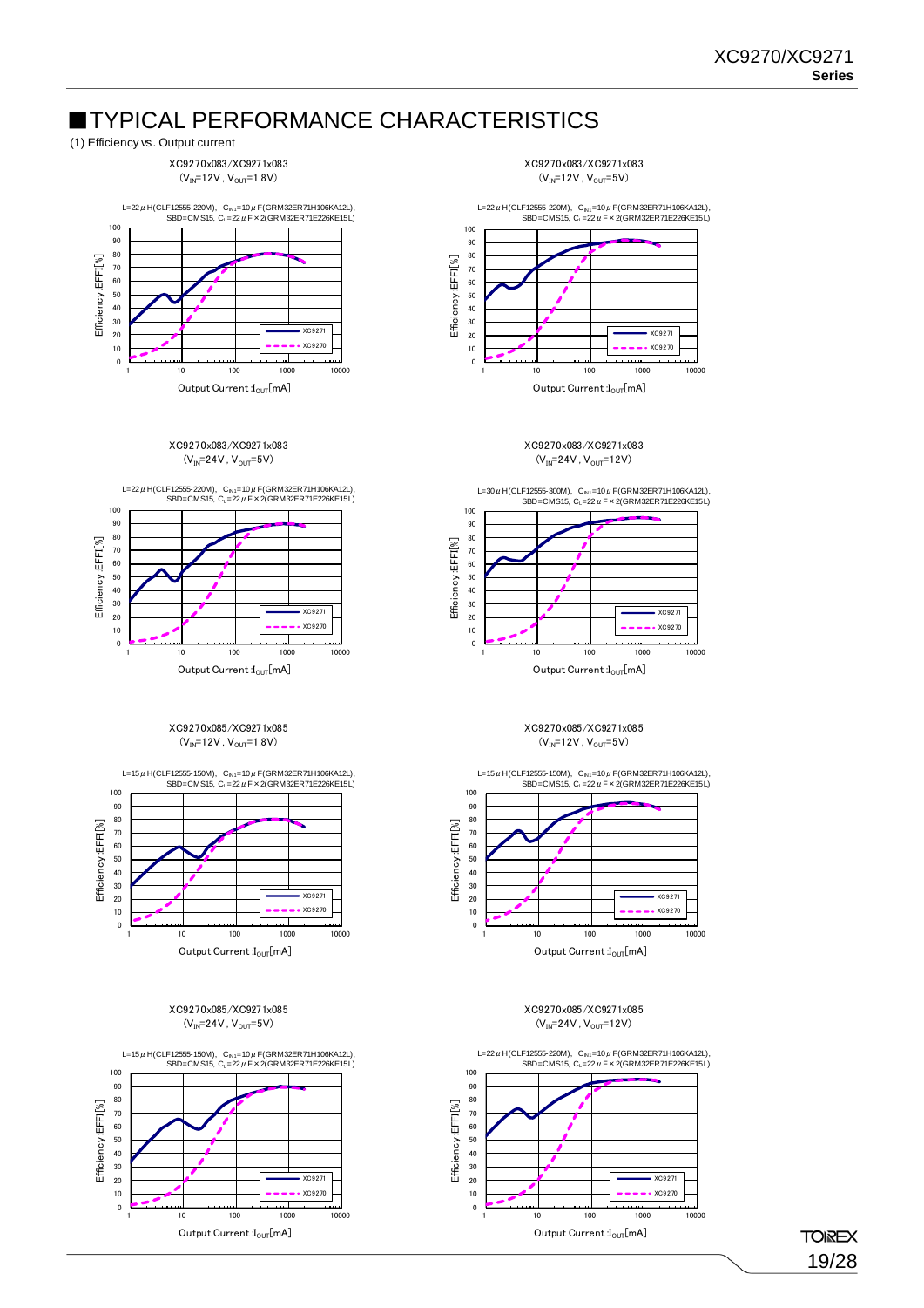# ■TYPICAL PERFORMANCE CHARACTERISTICS

(1) Efficiency vs. Output current

XC9270x083/XC9271x083
($V_{IN}$=12V, $V_{OUT}$=1.8V)

L=22μH(CLF12555-220M), $C_{IN1}$=10μF(GRM32ER71H106KA12L), SBD=CMS15, $C_L$=22μF×2(GRM32ER71E226KE15L)

Efficiency :EFFI[%] vs. Output Current :$I_{OUT}$[mA] — XC9271, XC9270

XC9270x083/XC9271x083
($V_{IN}$=12V, $V_{OUT}$=5V)

L=22μH(CLF12555-220M), $C_{IN1}$=10μF(GRM32ER71H106KA12L), SBD=CMS15, $C_L$=22μF×2(GRM32ER71E226KE15L)

Efficiency :EFFI[%] vs. Output Current :$I_{OUT}$[mA] — XC9271, XC9270

XC9270x083/XC9271x083
($V_{IN}$=24V, $V_{OUT}$=5V)

L=22μH(CLF12555-220M), $C_{IN1}$=10μF(GRM32ER71H106KA12L), SBD=CMS15, $C_L$=22μF×2(GRM32ER71E226KE15L)

Efficiency :EFFI[%] vs. Output Current :$I_{OUT}$[mA] — XC9271, XC9270

XC9270x083/XC9271x083
($V_{IN}$=24V, $V_{OUT}$=12V)

L=30μH(CLF12555-300M), $C_{IN1}$=10μF(GRM32ER71H106KA12L), SBD=CMS15, $C_L$=22μF×2(GRM32ER71E226KE15L)

Efficiency :EFFI[%] vs. Output Current :$I_{OUT}$[mA] — XC9271, XC9270

XC9270x085/XC9271x085
($V_{IN}$=12V, $V_{OUT}$=1.8V)

L=15μH(CLF12555-150M), $C_{IN1}$=10μF(GRM32ER71H106KA12L), SBD=CMS15, $C_L$=22μF×2(GRM32ER71E226KE15L)

Efficiency :EFFI[%] vs. Output Current :$I_{OUT}$[mA] — XC9271, XC9270

XC9270x085/XC9271x085
($V_{IN}$=12V, $V_{OUT}$=5V)

L=15μH(CLF12555-150M), $C_{IN1}$=10μF(GRM32ER71H106KA12L), SBD=CMS15, $C_L$=22μF×2(GRM32ER71E226KE15L)

Efficiency :EFFI[%] vs. Output Current :$I_{OUT}$[mA] — XC9271, XC9270

XC9270x085/XC9271x085
($V_{IN}$=24V, $V_{OUT}$=5V)

L=15μH(CLF12555-150M), $C_{IN1}$=10μF(GRM32ER71H106KA12L), SBD=CMS15, $C_L$=22μF×2(GRM32ER71E226KE15L)

Efficiency :EFFI[%] vs. Output Current :$I_{OUT}$[mA] — XC9271, XC9270

XC9270x085/XC9271x085
($V_{IN}$=24V, $V_{OUT}$=12V)

L=22μH(CLF12555-220M), $C_{IN1}$=10μF(GRM32ER71H106KA12L), SBD=CMS15, $C_L$=22μF×2(GRM32ER71E226KE15L)

Efficiency :EFFI[%] vs. Output Current :$I_{OUT}$[mA] — XC9271, XC9270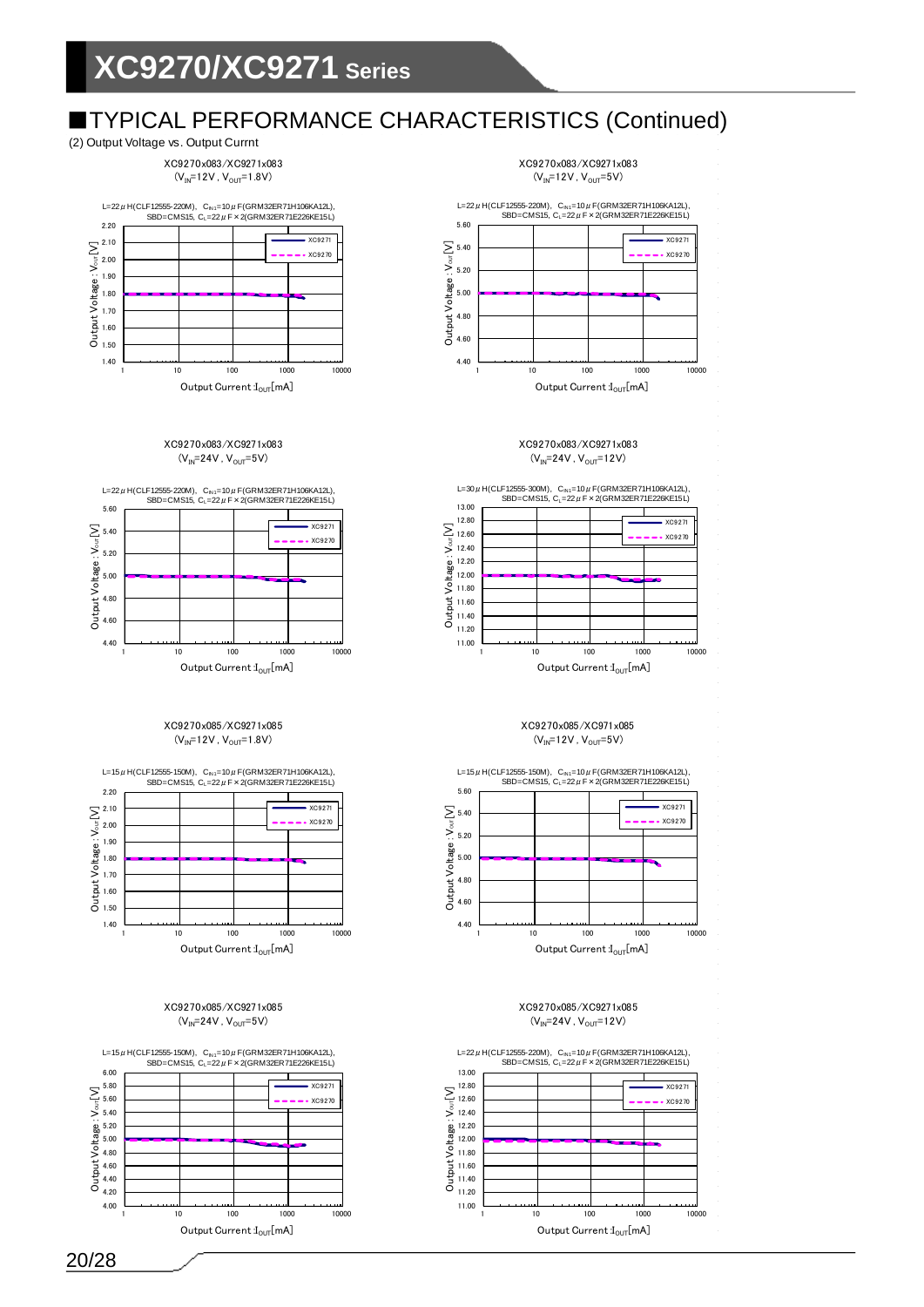## ■TYPICAL PERFORMANCE CHARACTERISTICS (Continued)

(2) Output Voltage vs. Output Currnt

XC9270x083/XC9271x083
($V_{IN}$=12V, $V_{OUT}$=1.8V)

L=22μH(CLF12555-220M), $C_{IN1}$=10μF(GRM32ER71H106KA12L), SBD=CMS15, $C_L$=22μF×2(GRM32ER71E226KE15L)

Output Voltage : $V_{OUT}$[V] / Output Current : $I_{OUT}$[mA] — XC9271, XC9270

XC9270x083/XC9271x083
($V_{IN}$=12V, $V_{OUT}$=5V)

L=22μH(CLF12555-220M), $C_{IN1}$=10μF(GRM32ER71H106KA12L), SBD=CMS15, $C_L$=22μF×2(GRM32ER71E226KE15L)

Output Voltage : $V_{OUT}$[V] / Output Current : $I_{OUT}$[mA] — XC9271, XC9270

XC9270x083/XC9271x083
($V_{IN}$=24V, $V_{OUT}$=5V)

L=22μH(CLF12555-220M), $C_{IN1}$=10μF(GRM32ER71H106KA12L), SBD=CMS15, $C_L$=22μF×2(GRM32ER71E226KE15L)

Output Voltage : $V_{OUT}$[V] / Output Current : $I_{OUT}$[mA] — XC9271, XC9270

XC9270x083/XC9271x083
($V_{IN}$=24V, $V_{OUT}$=12V)

L=30μH(CLF12555-300M), $C_{IN1}$=10μF(GRM32ER71H106KA12L), SBD=CMS15, $C_L$=22μF×2(GRM32ER71E226KE15L)

Output Voltage : $V_{OUT}$[V] / Output Current : $I_{OUT}$[mA] — XC9271, XC9270

XC9270x085/XC9271x085
($V_{IN}$=12V, $V_{OUT}$=1.8V)

L=15μH(CLF12555-150M), $C_{IN1}$=10μF(GRM32ER71H106KA12L), SBD=CMS15, $C_L$=22μF×2(GRM32ER71E226KE15L)

Output Voltage : $V_{OUT}$[V] / Output Current : $I_{OUT}$[mA] — XC9271, XC9270

XC9270x085/XC971x085
($V_{IN}$=12V, $V_{OUT}$=5V)

L=15μH(CLF12555-150M), $C_{IN1}$=10μF(GRM32ER71H106KA12L), SBD=CMS15, $C_L$=22μF×2(GRM32ER71E226KE15L)

Output Voltage : $V_{OUT}$[V] / Output Current : $I_{OUT}$[mA] — XC9271, XC9270

XC9270x085/XC9271x085
($V_{IN}$=24V, $V_{OUT}$=5V)

L=15μH(CLF12555-150M), $C_{IN1}$=10μF(GRM32ER71H106KA12L), SBD=CMS15, $C_L$=22μF×2(GRM32ER71E226KE15L)

Output Voltage : $V_{OUT}$[V] / Output Current : $I_{OUT}$[mA] — XC9271, XC9270

XC9270x085/XC9271x085
($V_{IN}$=24V, $V_{OUT}$=12V)

L=22μH(CLF12555-220M), $C_{IN1}$=10μF(GRM32ER71H106KA12L), SBD=CMS15, $C_L$=22μF×2(GRM32ER71E226KE15L)

Output Voltage : $V_{OUT}$[V] / Output Current : $I_{OUT}$[mA] — XC9271, XC9270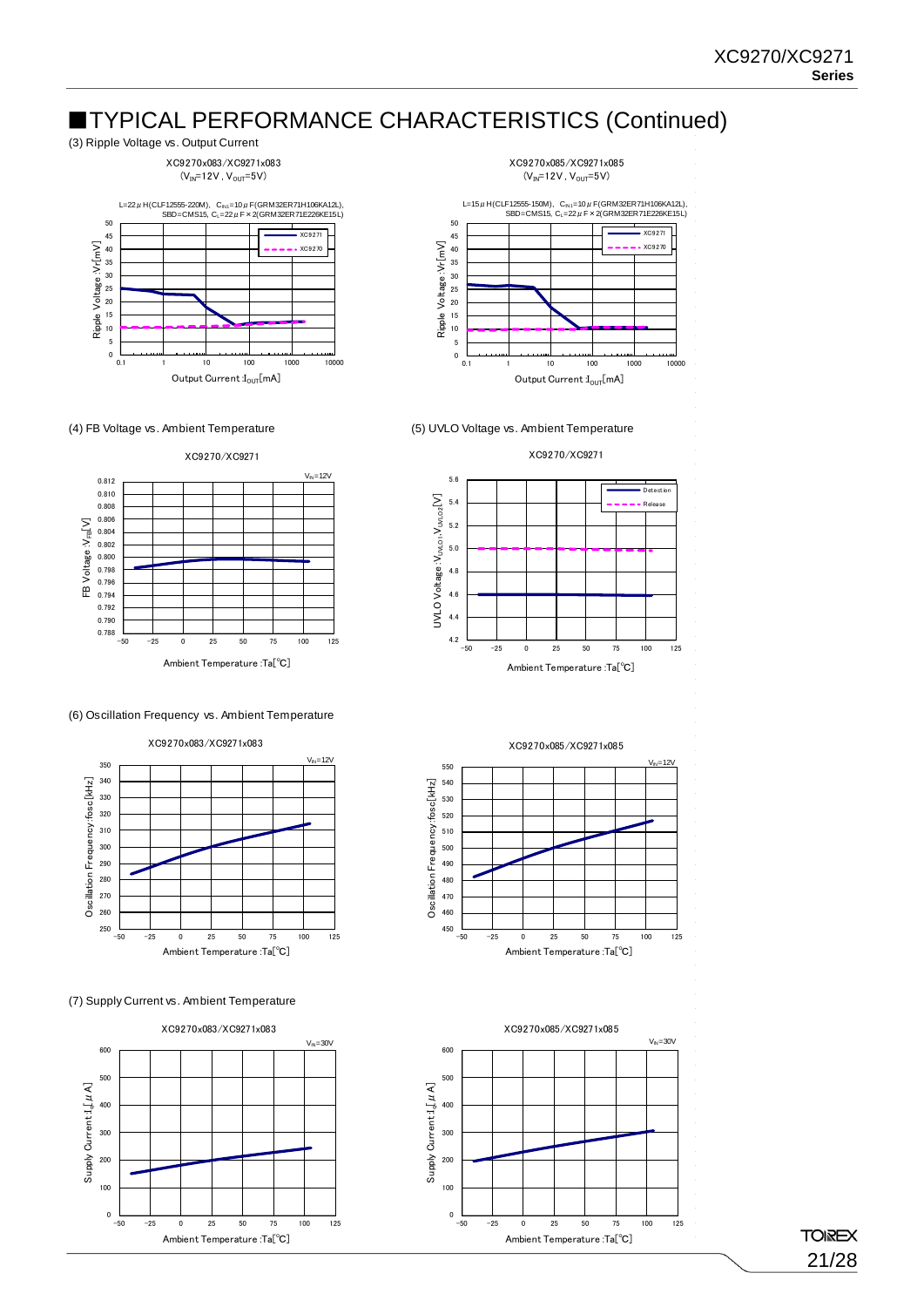# ■TYPICAL PERFORMANCE CHARACTERISTICS (Continued)

(3) Ripple Voltage vs. Output Current

XC9270x083/XC9271x083
($V_{IN}$=12V, $V_{OUT}$=5V)

L=22μH(CLF12555-220M), $C_{IN1}$=10μF(GRM32ER71H106KA12L), SBD=CMS15, $C_L$=22μF×2(GRM32ER71E226KE15L)

XC9270x085/XC9271x085
($V_{IN}$=12V, $V_{OUT}$=5V)

L=15μH(CLF12555-150M), $C_{IN1}$=10μF(GRM32ER71H106KA12L), SBD=CMS15, $C_L$=22μF×2(GRM32ER71E226KE15L)

(4) FB Voltage vs. Ambient Temperature

XC9270/XC9271

(5) UVLO Voltage vs. Ambient Temperature

XC9270/XC9271

(6) Oscillation Frequency vs. Ambient Temperature

XC9270x083/XC9271x083

XC9270x085/XC9271x085

(7) Supply Current vs. Ambient Temperature

XC9270x083/XC9271x083

XC9270x085/XC9271x085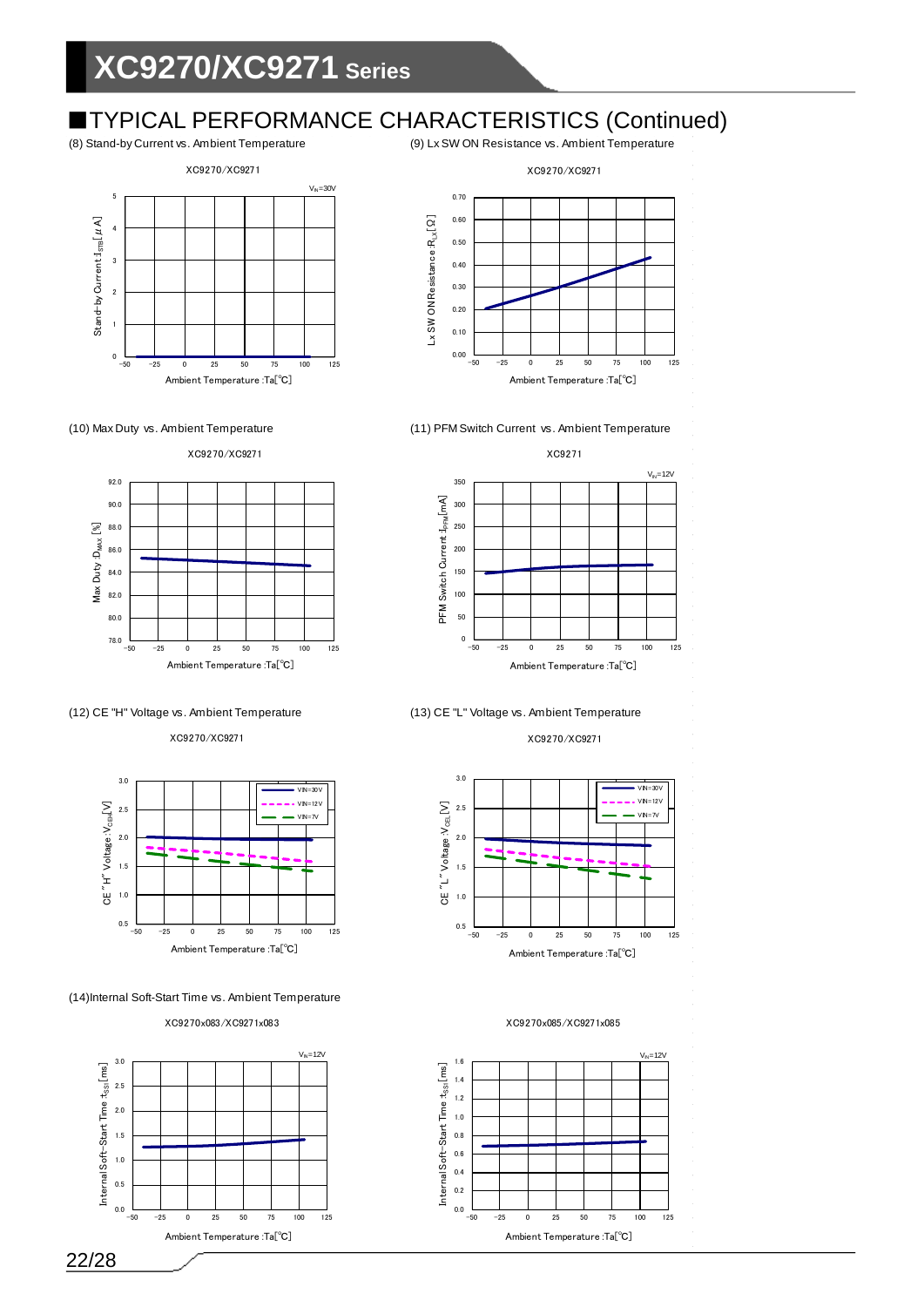## ■TYPICAL PERFORMANCE CHARACTERISTICS (Continued)

(8) Stand-by Current vs. Ambient Temperature

XC9270/XC9271

$V_{IN}$=30V

Stand-by Current $I_{STB}$[μA]

Ambient Temperature :Ta[℃]

(9) Lx SW ON Resistance vs. Ambient Temperature

XC9270/XC9271

Lx SW ON Resistance :$R_{LX}$[Ω]

Ambient Temperature :Ta[℃]

(10) Max Duty vs. Ambient Temperature

XC9270/XC9271

Max Duty :$D_{MAX}$ [%]

Ambient Temperature :Ta[℃]

(11) PFM Switch Current vs. Ambient Temperature

XC9271

$V_{IN}$=12V

PFM Switch Current :$I_{PFM}$[mA]

Ambient Temperature :Ta[℃]

(12) CE "H" Voltage vs. Ambient Temperature

XC9270/XC9271

VIN=30V, VIN=12V, VIN=7V

CE "H" Voltage :$V_{CEH}$[V]

Ambient Temperature :Ta[℃]

(13) CE "L" Voltage vs. Ambient Temperature

XC9270/XC9271

VIN=30V, VIN=12V, VIN=7V

CE "L" Voltage :$V_{CEL}$[V]

Ambient Temperature :Ta[℃]

(14)Internal Soft-Start Time vs. Ambient Temperature

XC9270x083/XC9271x083

$V_{IN}$=12V

Internal Soft-Start Time $t_{SS1}$[ms]

Ambient Temperature :Ta[℃]

XC9270x085/XC9271x085

$V_{IN}$=12V

Internal Soft-Start Time $t_{SS1}$[ms]

Ambient Temperature :Ta[℃]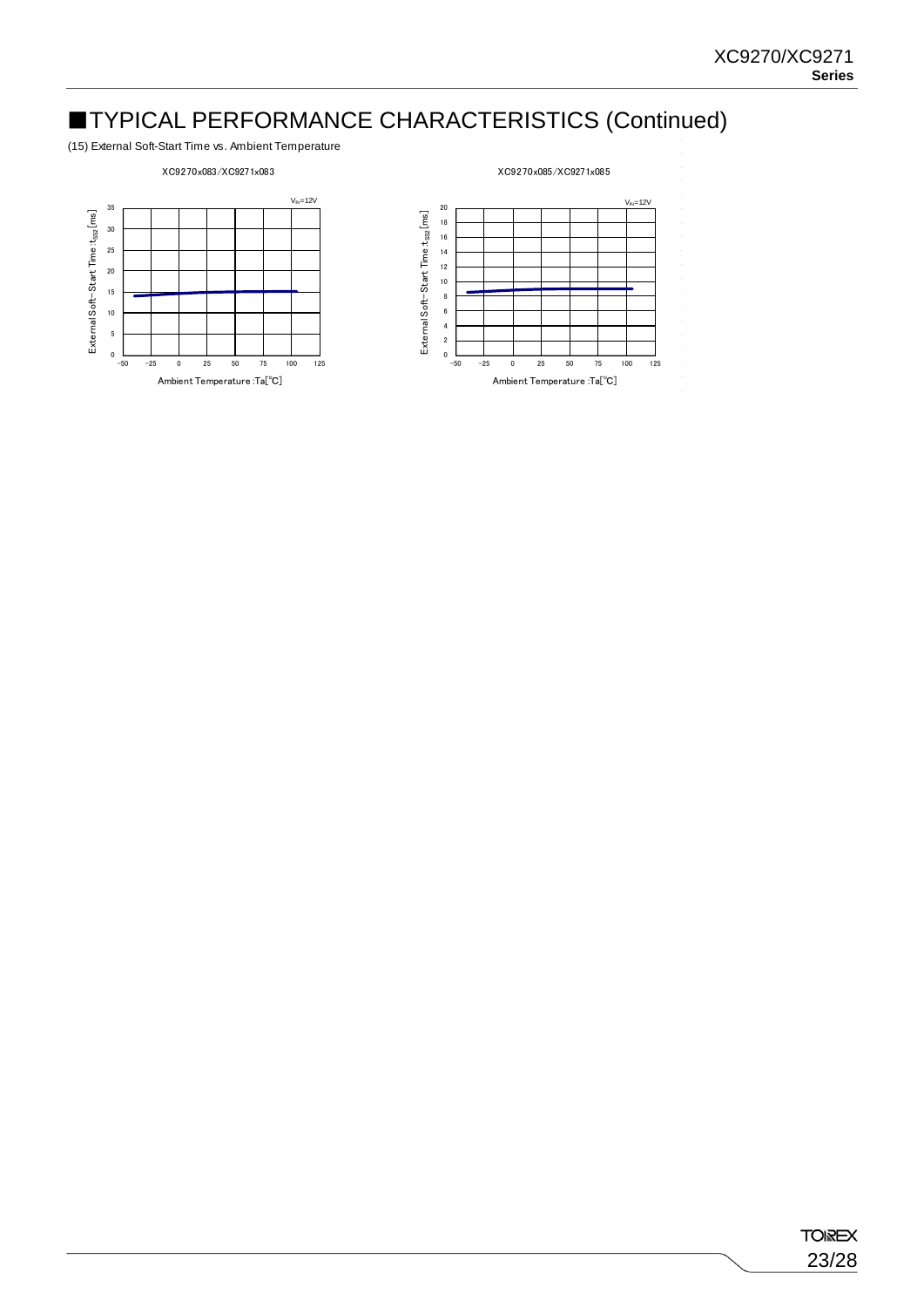## ■TYPICAL PERFORMANCE CHARACTERISTICS (Continued)

(15) External Soft-Start Time vs. Ambient Temperature

XC9270x083/XC9271x083

$V_{IN}$=12V

External Soft−Start Time : $t_{SS2}$ [ms]

Ambient Temperature :Ta[℃]

XC9270x085/XC9271x085

$V_{IN}$=12V

External Soft−Start Time : $t_{SS2}$ [ms]

Ambient Temperature :Ta[℃]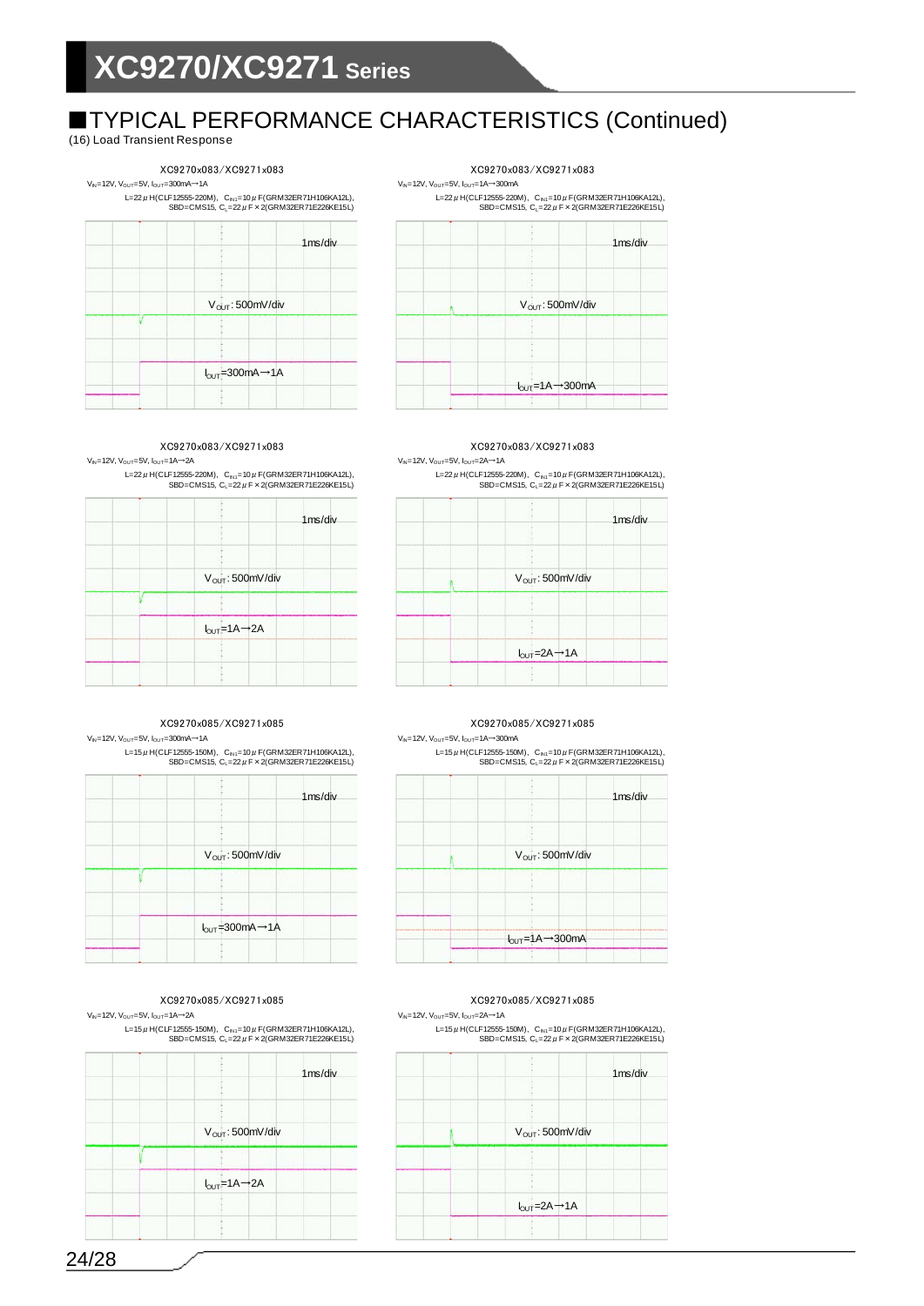## ■TYPICAL PERFORMANCE CHARACTERISTICS (Continued)

(16) Load Transient Response

XC9270x083/XC9271x083

$V_{IN}$=12V, $V_{OUT}$=5V, $I_{OUT}$=300mA→1A

L=22μH(CLF12555-220M), $C_{IN1}$=10μF(GRM32ER71H106KA12L), SBD=CMS15, $C_L$=22μF×2(GRM32ER71E226KE15L)

1ms/div

$V_{OUT}$: 500mV/div

$I_{OUT}$=300mA→1A

XC9270x083/XC9271x083

$V_{IN}$=12V, $V_{OUT}$=5V, $I_{OUT}$=1A→300mA

L=22μH(CLF12555-220M), $C_{IN1}$=10μF(GRM32ER71H106KA12L), SBD=CMS15, $C_L$=22μF×2(GRM32ER71E226KE15L)

1ms/div

$V_{OUT}$: 500mV/div

$I_{OUT}$=1A→300mA

XC9270x083/XC9271x083

$V_{IN}$=12V, $V_{OUT}$=5V, $I_{OUT}$=1A→2A

L=22μH(CLF12555-220M), $C_{IN1}$=10μF(GRM32ER71H106KA12L), SBD=CMS15, $C_L$=22μF×2(GRM32ER71E226KE15L)

1ms/div

$V_{OUT}$: 500mV/div

$I_{OUT}$=1A→2A

XC9270x083/XC9271x083

$V_{IN}$=12V, $V_{OUT}$=5V, $I_{OUT}$=2A→1A

L=22μH(CLF12555-220M), $C_{IN1}$=10μF(GRM32ER71H106KA12L), SBD=CMS15, $C_L$=22μF×2(GRM32ER71E226KE15L)

1ms/div

$V_{OUT}$: 500mV/div

$I_{OUT}$=2A→1A

XC9270x085/XC9271x085

$V_{IN}$=12V, $V_{OUT}$=5V, $I_{OUT}$=300mA→1A

L=15μH(CLF12555-150M), $C_{IN1}$=10μF(GRM32ER71H106KA12L), SBD=CMS15, $C_L$=22μF×2(GRM32ER71E226KE15L)

1ms/div

$V_{OUT}$: 500mV/div

$I_{OUT}$=300mA→1A

XC9270x085/XC9271x085

$V_{IN}$=12V, $V_{OUT}$=5V, $I_{OUT}$=1A→300mA

L=15μH(CLF12555-150M), $C_{IN1}$=10μF(GRM32ER71H106KA12L), SBD=CMS15, $C_L$=22μF×2(GRM32ER71E226KE15L)

1ms/div

$V_{OUT}$: 500mV/div

$I_{OUT}$=1A→300mA

XC9270x085/XC9271x085

$V_{IN}$=12V, $V_{OUT}$=5V, $I_{OUT}$=1A→2A

L=15μH(CLF12555-150M), $C_{IN1}$=10μF(GRM32ER71H106KA12L), SBD=CMS15, $C_L$=22μF×2(GRM32ER71E226KE15L)

1ms/div

$V_{OUT}$: 500mV/div

$I_{OUT}$=1A→2A

XC9270x085/XC9271x085

$V_{IN}$=12V, $V_{OUT}$=5V, $I_{OUT}$=2A→1A

L=15μH(CLF12555-150M), $C_{IN1}$=10μF(GRM32ER71H106KA12L), SBD=CMS15, $C_L$=22μF×2(GRM32ER71E226KE15L)

1ms/div

$V_{OUT}$: 500mV/div

$I_{OUT}$=2A→1A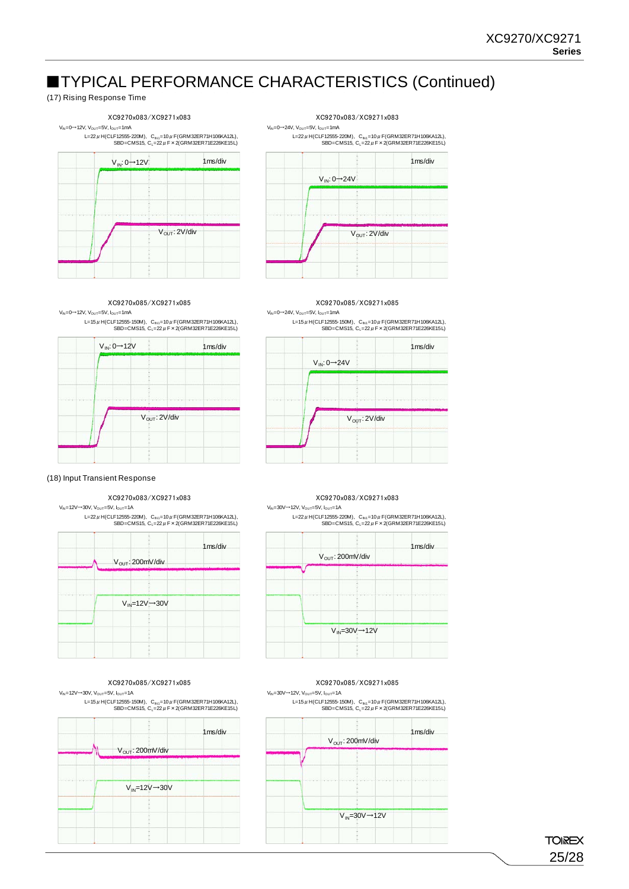# ■TYPICAL PERFORMANCE CHARACTERISTICS (Continued)

(17) Rising Response Time

XC9270x083/XC9271x083

$V_{IN}$=0→12V, $V_{OUT}$=5V, $I_{OUT}$=1mA
L=22μH(CLF12555-220M), $C_{IN1}$=10μF(GRM32ER71H106KA12L), SBD=CMS15, $C_L$=22μF×2(GRM32ER71E226KE15L)

$V_{IN}$: 0→12V
1ms/div
$V_{OUT}$: 2V/div

XC9270x083/XC9271x083

$V_{IN}$=0→24V, $V_{OUT}$=5V, $I_{OUT}$=1mA
L=22μH(CLF12555-220M), $C_{IN1}$=10μF(GRM32ER71H106KA12L), SBD=CMS15, $C_L$=22μF×2(GRM32ER71E226KE15L)

1ms/div
$V_{IN}$: 0→24V
$V_{OUT}$: 2V/div

XC9270x085/XC9271x085

$V_{IN}$=0→12V, $V_{OUT}$=5V, $I_{OUT}$=1mA
L=15μH(CLF12555-150M), $C_{IN1}$=10μF(GRM32ER71H106KA12L), SBD=CMS15, $C_L$=22μF×2(GRM32ER71E226KE15L)

$V_{IN}$: 0→12V
1ms/div
$V_{OUT}$: 2V/div

XC9270x085/XC9271x085

$V_{IN}$=0→24V, $V_{OUT}$=5V, $I_{OUT}$=1mA
L=15μH(CLF12555-150M), $C_{IN1}$=10μF(GRM32ER71H106KA12L), SBD=CMS15, $C_L$=22μF×2(GRM32ER71E226KE15L)

1ms/div
$V_{IN}$: 0→24V
$V_{OUT}$: 2V/div

(18) Input Transient Response

XC9270x083/XC9271x083

$V_{IN}$=12V→30V, $V_{OUT}$=5V, $I_{OUT}$=1A
L=22μH(CLF12555-220M), $C_{IN1}$=10μF(GRM32ER71H106KA12L), SBD=CMS15, $C_L$=22μF×2(GRM32ER71E226KE15L)

1ms/div
$V_{OUT}$: 200mV/div
$V_{IN}$=12V→30V

XC9270x083/XC9271x083

$V_{IN}$=30V→12V, $V_{OUT}$=5V, $I_{OUT}$=1A
L=22μH(CLF12555-220M), $C_{IN1}$=10μF(GRM32ER71H106KA12L), SBD=CMS15, $C_L$=22μF×2(GRM32ER71E226KE15L)

1ms/div
$V_{OUT}$: 200mV/div
$V_{IN}$=30V→12V

XC9270x085/XC9271x085

$V_{IN}$=12V→30V, $V_{OUT}$=5V, $I_{OUT}$=1A
L=15μH(CLF12555-150M), $C_{IN1}$=10μF(GRM32ER71H106KA12L), SBD=CMS15, $C_L$=22μF×2(GRM32ER71E226KE15L)

1ms/div
$V_{OUT}$: 200mV/div
$V_{IN}$=12V→30V

XC9270x085/XC9271x085

$V_{IN}$=30V→12V, $V_{OUT}$=5V, $I_{OUT}$=1A
L=15μH(CLF12555-150M), $C_{IN1}$=10μF(GRM32ER71H106KA12L), SBD=CMS15, $C_L$=22μF×2(GRM32ER71E226KE15L)

1ms/div
$V_{OUT}$: 200mV/div
$V_{IN}$=30V→12V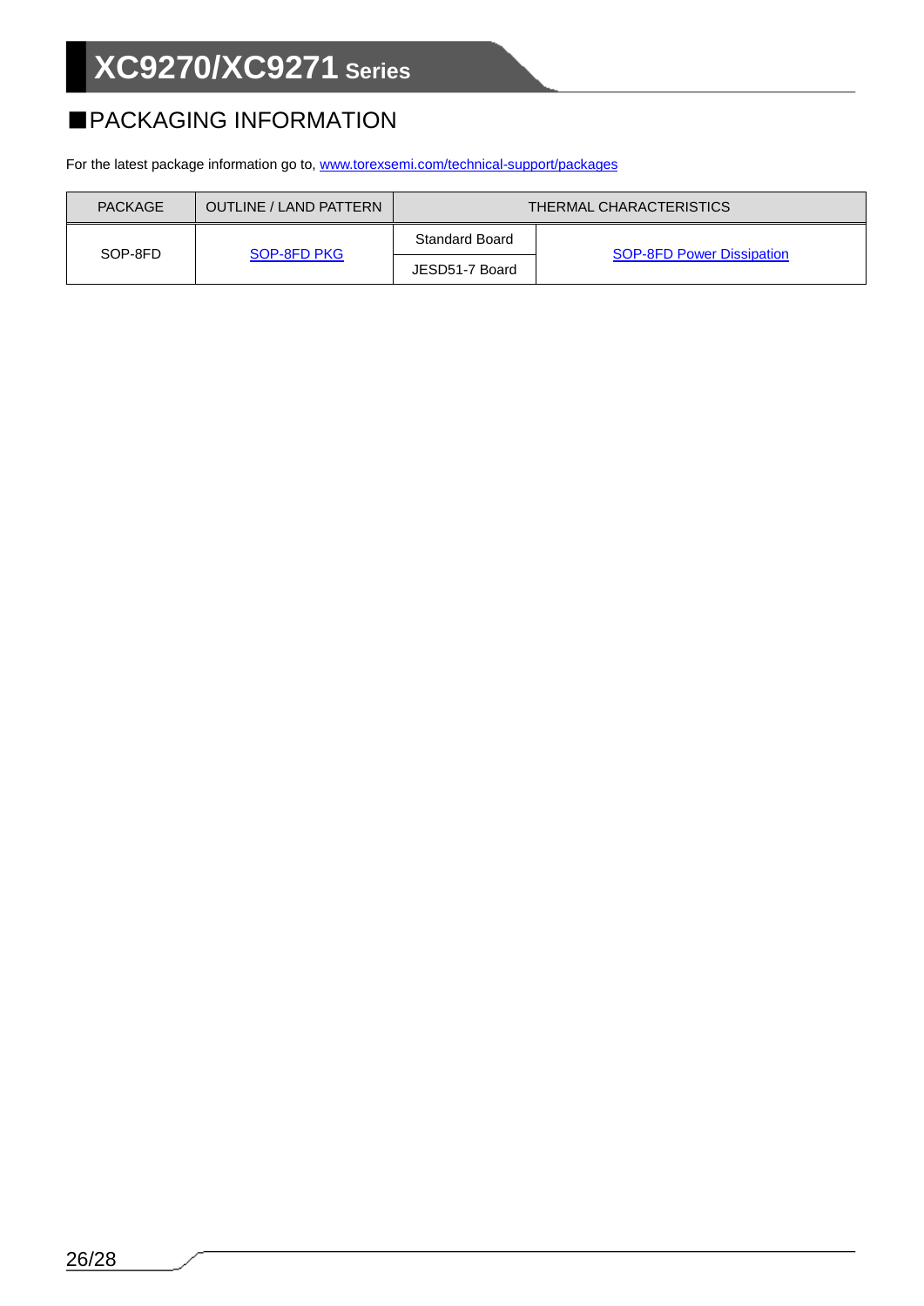## ■PACKAGING INFORMATION

For the latest package information go to, www.torexsemi.com/technical-support/packages

| PACKAGE | OUTLINE / LAND PATTERN | THERMAL CHARACTERISTICS | |
|---|---|---|---|
| SOP-8FD | SOP-8FD PKG | Standard Board | SOP-8FD Power Dissipation |
| | | JESD51-7 Board | |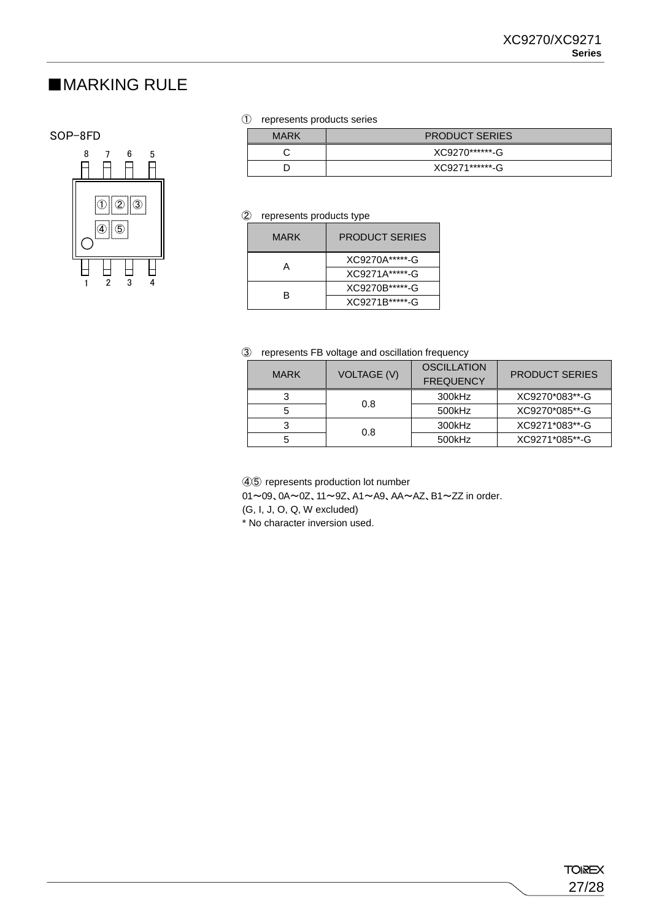## ■MARKING RULE

SOP-8FD

① represents products series

| MARK | PRODUCT SERIES |
|---|---|
| C | XC9270******-G |
| D | XC9271******-G |

② represents products type

| MARK | PRODUCT SERIES |
|---|---|
| A | XC9270A*****-G |
| | XC9271A*****-G |
| B | XC9270B*****-G |
| | XC9271B*****-G |

③ represents FB voltage and oscillation frequency

| MARK | VOLTAGE (V) | OSCILLATION FREQUENCY | PRODUCT SERIES |
|---|---|---|---|
| 3 | 0.8 | 300kHz | XC9270*083**-G |
| 5 | | 500kHz | XC9270*085**-G |
| 3 | 0.8 | 300kHz | XC9271*083**-G |
| 5 | | 500kHz | XC9271*085**-G |

④⑤ represents production lot number

01～09、0A～0Z、11～9Z、A1～A9、AA～AZ、B1～ZZ in order.

(G, I, J, O, Q, W excluded)

* No character inversion used.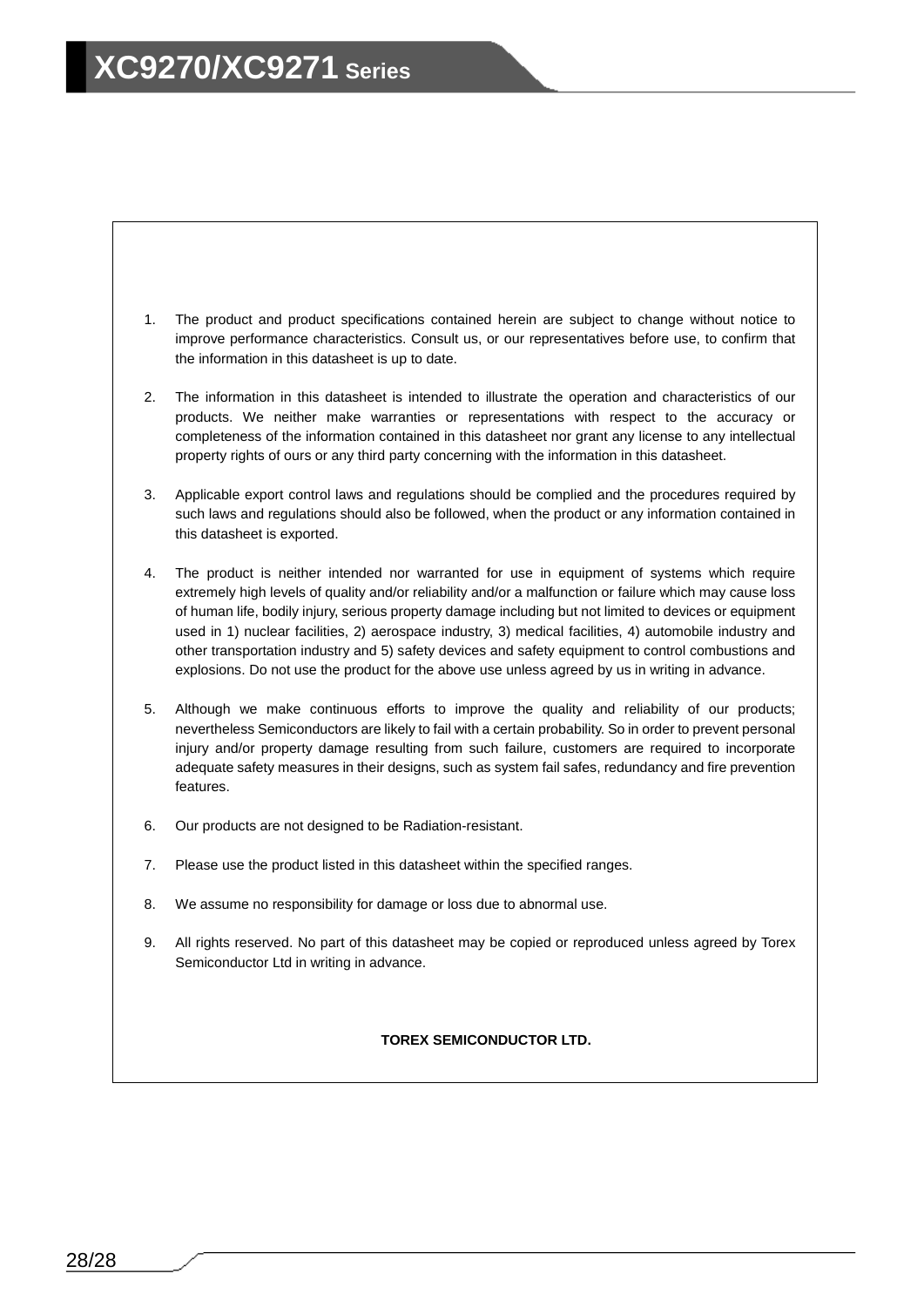1. The product and product specifications contained herein are subject to change without notice to improve performance characteristics. Consult us, or our representatives before use, to confirm that the information in this datasheet is up to date.

2. The information in this datasheet is intended to illustrate the operation and characteristics of our products. We neither make warranties or representations with respect to the accuracy or completeness of the information contained in this datasheet nor grant any license to any intellectual property rights of ours or any third party concerning with the information in this datasheet.

3. Applicable export control laws and regulations should be complied and the procedures required by such laws and regulations should also be followed, when the product or any information contained in this datasheet is exported.

4. The product is neither intended nor warranted for use in equipment of systems which require extremely high levels of quality and/or reliability and/or a malfunction or failure which may cause loss of human life, bodily injury, serious property damage including but not limited to devices or equipment used in 1) nuclear facilities, 2) aerospace industry, 3) medical facilities, 4) automobile industry and other transportation industry and 5) safety devices and safety equipment to control combustions and explosions. Do not use the product for the above use unless agreed by us in writing in advance.

5. Although we make continuous efforts to improve the quality and reliability of our products; nevertheless Semiconductors are likely to fail with a certain probability. So in order to prevent personal injury and/or property damage resulting from such failure, customers are required to incorporate adequate safety measures in their designs, such as system fail safes, redundancy and fire prevention features.

6. Our products are not designed to be Radiation-resistant.

7. Please use the product listed in this datasheet within the specified ranges.

8. We assume no responsibility for damage or loss due to abnormal use.

9. All rights reserved. No part of this datasheet may be copied or reproduced unless agreed by Torex Semiconductor Ltd in writing in advance.

**TOREX SEMICONDUCTOR LTD.**